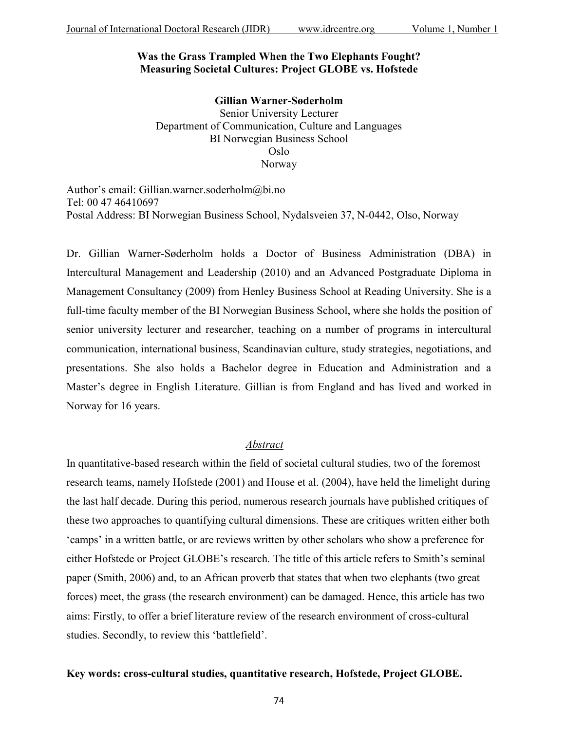# Was the Grass Trampled When the Two Elephants Fought? Measuring Societal Cultures: Project GLOBE vs. Hofstede

**Gillian Warner-Søderholm**
Senior University Lecturer
Department of Communication, Culture and Languages
BI Norwegian Business School
Oslo
Norway

Author's email: Gillian.warner.soderholm@bi.no
Tel: 00 47 46410697
Postal Address: BI Norwegian Business School, Nydalsveien 37, N-0442, Olso, Norway

Dr. Gillian Warner-Søderholm holds a Doctor of Business Administration (DBA) in Intercultural Management and Leadership (2010) and an Advanced Postgraduate Diploma in Management Consultancy (2009) from Henley Business School at Reading University. She is a full-time faculty member of the BI Norwegian Business School, where she holds the position of senior university lecturer and researcher, teaching on a number of programs in intercultural communication, international business, Scandinavian culture, study strategies, negotiations, and presentations. She also holds a Bachelor degree in Education and Administration and a Master's degree in English Literature. Gillian is from England and has lived and worked in Norway for 16 years.

## *Abstract*

In quantitative-based research within the field of societal cultural studies, two of the foremost research teams, namely Hofstede (2001) and House et al. (2004), have held the limelight during the last half decade. During this period, numerous research journals have published critiques of these two approaches to quantifying cultural dimensions. These are critiques written either both 'camps' in a written battle, or are reviews written by other scholars who show a preference for either Hofstede or Project GLOBE's research. The title of this article refers to Smith's seminal paper (Smith, 2006) and, to an African proverb that states that when two elephants (two great forces) meet, the grass (the research environment) can be damaged. Hence, this article has two aims: Firstly, to offer a brief literature review of the research environment of cross-cultural studies. Secondly, to review this 'battlefield'.

**Key words: cross-cultural studies, quantitative research, Hofstede, Project GLOBE.**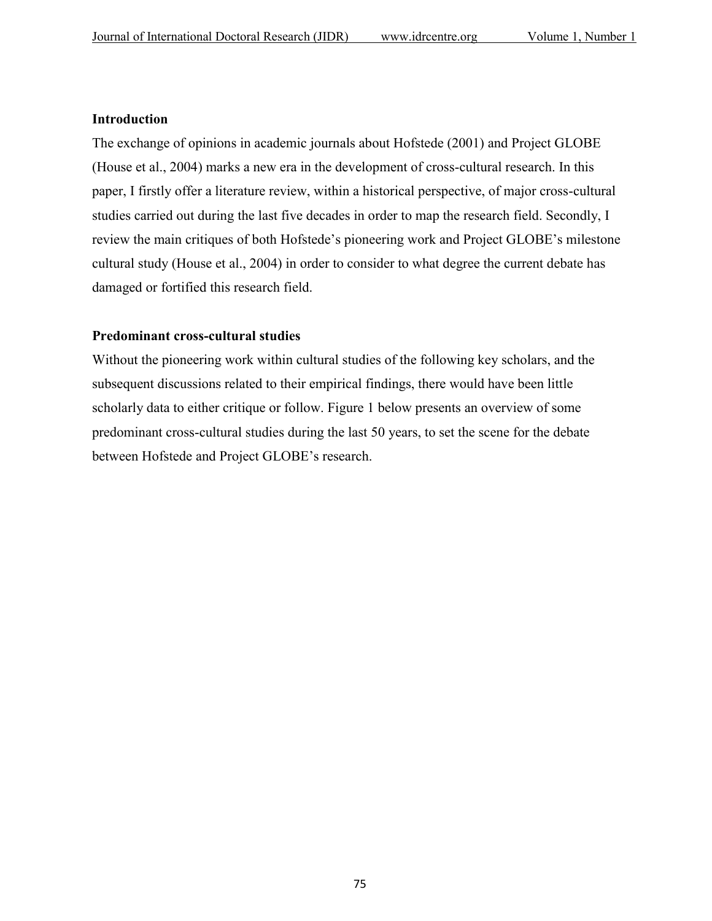## Introduction

The exchange of opinions in academic journals about Hofstede (2001) and Project GLOBE (House et al., 2004) marks a new era in the development of cross-cultural research. In this paper, I firstly offer a literature review, within a historical perspective, of major cross-cultural studies carried out during the last five decades in order to map the research field. Secondly, I review the main critiques of both Hofstede's pioneering work and Project GLOBE's milestone cultural study (House et al., 2004) in order to consider to what degree the current debate has damaged or fortified this research field.

## Predominant cross-cultural studies

Without the pioneering work within cultural studies of the following key scholars, and the subsequent discussions related to their empirical findings, there would have been little scholarly data to either critique or follow. Figure 1 below presents an overview of some predominant cross-cultural studies during the last 50 years, to set the scene for the debate between Hofstede and Project GLOBE's research.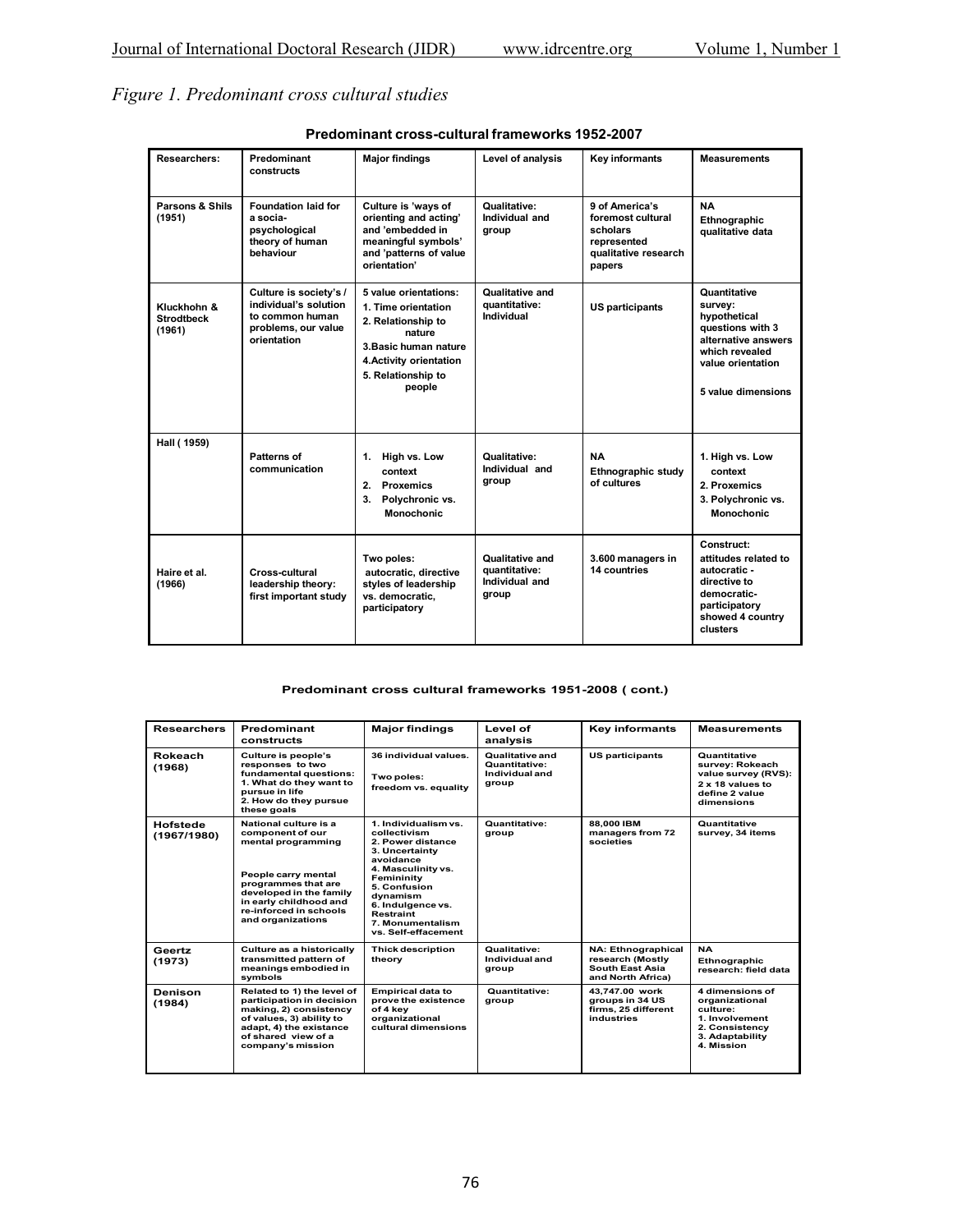*Figure 1. Predominant cross cultural studies*

**Predominant cross-cultural frameworks 1952-2007**

| Researchers: | Predominant constructs | Major findings | Level of analysis | Key informants | Measurements |
|---|---|---|---|---|---|
| Parsons & Shils (1951) | Foundation laid for a socia-psychological theory of human behaviour | Culture is 'ways of orienting and acting' and 'embedded in meaningful symbols' and 'patterns of value orientation' | Qualitative: Individual and group | 9 of America's foremost cultural scholars represented qualitative research papers | NA Ethnographic qualitative data |
| Kluckhohn & Strodtbeck (1961) | Culture is society's / individual's solution to common human problems, our value orientation | 5 value orientations: 1. Time orientation 2. Relationship to nature 3. Basic human nature 4. Activity orientation 5. Relationship to people | Qualitative and quantitative: Individual | US participants | Quantitative survey: hypothetical questions with 3 alternative answers which revealed value orientation 5 value dimensions |
| Hall ( 1959) | Patterns of communication | 1. High vs. Low context 2. Proxemics 3. Polychronic vs. Monochonic | Qualitative: Individual and group | NA Ethnographic study of cultures | 1. High vs. Low context 2. Proxemics 3. Polychronic vs. Monochonic |
| Haire et al. (1966) | Cross-cultural leadership theory: first important study | Two poles: autocratic, directive styles of leadership vs. democratic, participatory | Qualitative and quantitative: Individual and group | 3.600 managers in 14 countries | Construct: attitudes related to autocratic - directive to democratic-participatory showed 4 country clusters |

**Predominant cross cultural frameworks 1951-2008 ( cont.)**

| Researchers | Predominant constructs | Major findings | Level of analysis | Key informants | Measurements |
|---|---|---|---|---|---|
| Rokeach (1968) | Culture is people's responses to two fundamental questions: 1. What do they want to pursue in life 2. How do they pursue these goals | 36 individual values. Two poles: freedom vs. equality | Qualitative and Quantitative: Individual and group | US participants | Quantitative survey: Rokeach value survey (RVS): 2 x 18 values to define 2 value dimensions |
| Hofstede (1967/1980) | National culture is a component of our mental programming People carry mental programmes that are developed in the family in early childhood and re-inforced in schools and organizations | 1. Individualism vs. collectivism 2. Power distance 3. Uncertainty avoidance 4. Masculinity vs. Femininity 5. Confusion dynamism 6. Indulgence vs. Restraint 7. Monumentalism vs. Self-effacement | Quantitative: group | 88,000 IBM managers from 72 societies | Quantitative survey, 34 items |
| Geertz (1973) | Culture as a historically transmitted pattern of meanings embodied in symbols | Thick description theory | Qualitative: Individual and group | NA: Ethnographical research (Mostly South East Asia and North Africa) | NA Ethnographic research: field data |
| Denison (1984) | Related to 1) the level of participation in decision making, 2) consistency of values, 3) ability to adapt, 4) the existance of shared view of a company's mission | Empirical data to prove the existence of 4 key organizational cultural dimensions | Quantitative: group | 43,747.00 work groups in 34 US firms, 25 different industries | 4 dimensions of organizational culture: 1. Involvement 2. Consistency 3. Adaptability 4. Mission |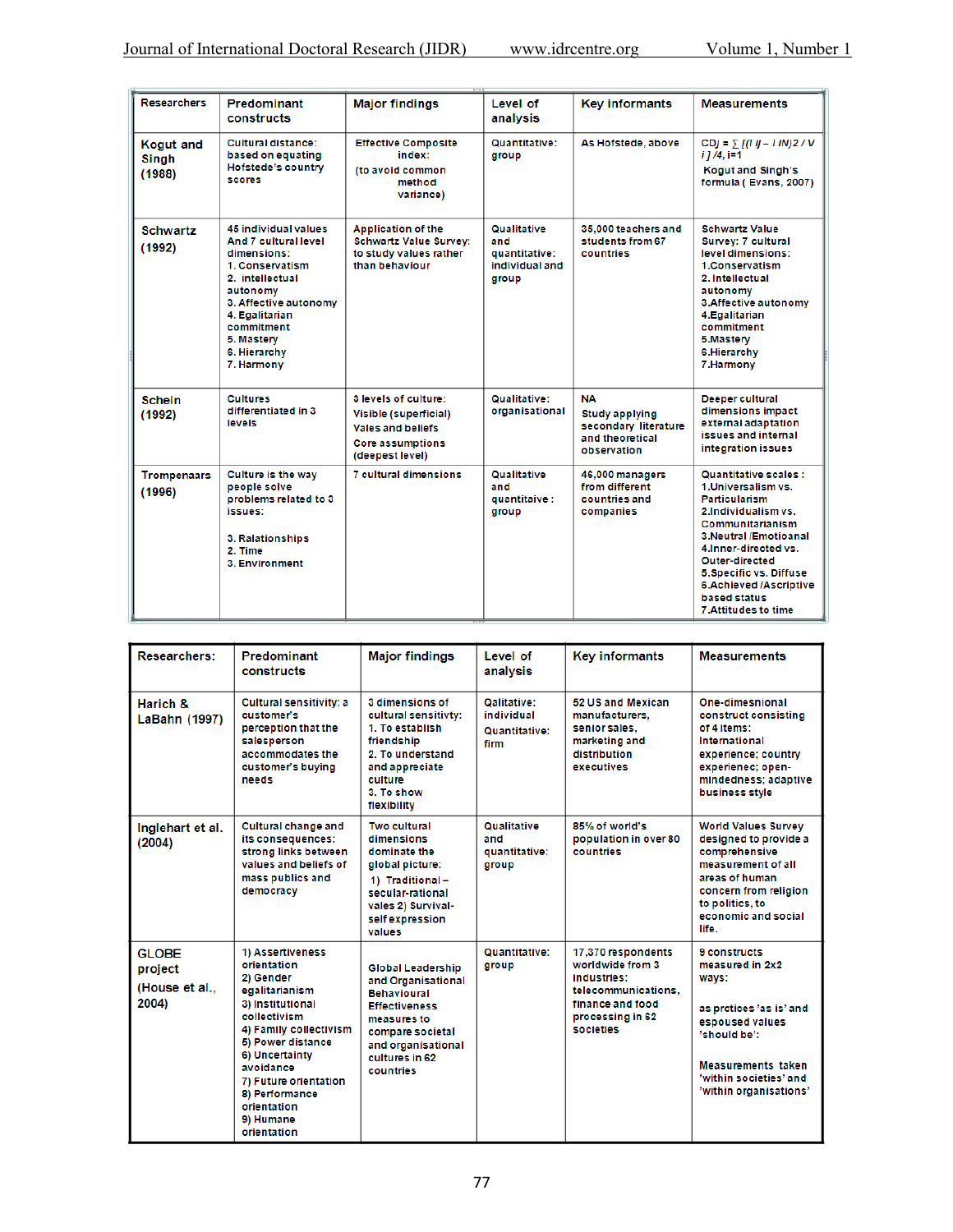| Researchers | Predominant constructs | Major findings | Level of analysis | Key informants | Measurements |
|---|---|---|---|---|---|
| Kogut and Singh (1988) | Cultural distance: based on equating Hofstede's country scores | Effective Composite index: (to avoid common method variance) | Quantitative: group | As Hofstede, above | CDj = ∑ [(I ij – I iN)2 / V i ] /4, i=1 Kogut and Singh's formula ( Evans, 2007) |
| Schwartz (1992) | 45 individual values And 7 cultural level dimensions: 1. Conservatism 2. intellectual autonomy 3. Affective autonomy 4. Egalitarian commitment 5. Mastery 6. Hierarchy 7. Harmony | Application of the Schwartz Value Survey: to study values rather than behaviour | Qualitative and quantitative: individual and group | 35,000 teachers and students from 67 countries | Schwartz Value Survey: 7 cultural level dimensions: 1.Conservatism 2. Intellectual autonomy 3.Affective autonomy 4.Egalitarian commitment 5.Mastery 6.Hierarchy 7.Harmony |
| Schein (1992) | Cultures differentiated in 3 levels | 3 levels of culture: Visible (superficial) Vales and beliefs Core assumptions (deepest level) | Qualitative: organisational | NA Study applying secondary literature and theoretical observation | Deeper cultural dimensions impact external adaptation issues and internal integration issues |
| Trompenaars (1996) | Culture is the way people solve problems related to 3 issues: 3. Ralationships 2. Time 3. Environment | 7 cultural dimensions | Qualitative and quantitaive : group | 46,000 managers from different countries and companies | Quantitative scales : 1.Universalism vs. Particularism 2.Individualism vs. Communitarianism 3.Neutral /Emotioanal 4.Inner-directed vs. Outer-directed 5.Specific vs. Diffuse 6.Achieved /Ascriptive based status 7.Attitudes to time |
| Harich & LaBahn (1997) | Cultural sensitivity: a customer's perception that the salesperson accommodates the customer's buying needs | 3 dimensions of cultural sensitivity: 1. To establish friendship 2. To understand and appreciate culture 3. To show flexibility | Qalitative: individual Quantitative: firm | 52 US and Mexican manufacturers, senior sales, marketing and distribution executives | One-dimesnional construct consisting of 4 items: International experience; country experienec; open-mindedness; adaptive business style |
| Inglehart et al. (2004) | Cultural change and its consequences: strong links between values and beliefs of mass publics and democracy | Two cultural dimensions dominate the global picture: 1) Traditional – secular-rational vales 2) Survival-self expression values | Qualitative and quantitative: group | 85% of world's population in over 80 countries | World Values Survey designed to provide a comprehensive measurement of all areas of human concern from religion to politics, to economic and social life. |
| GLOBE project (House et al., 2004) | 1) Assertiveness orientation 2) Gender egalitarianism 3) Institutional collectivism 4) Family collectivism 5) Power distance 6) Uncertainty avoidance 7) Future orientation 8) Performance orientation 9) Humane orientation | Global Leadership and Organisational Behavioural Effectiveness measures to compare societal and organisational cultures in 62 countries | Quantitative: group | 17,370 respondents worldwide from 3 industries: telecommunications, finance and food processing in 62 societies | 9 constructs measured in 2x2 ways: as prctices 'as is' and espoused values 'should be': Measurements taken 'within societies' and 'within organisations' |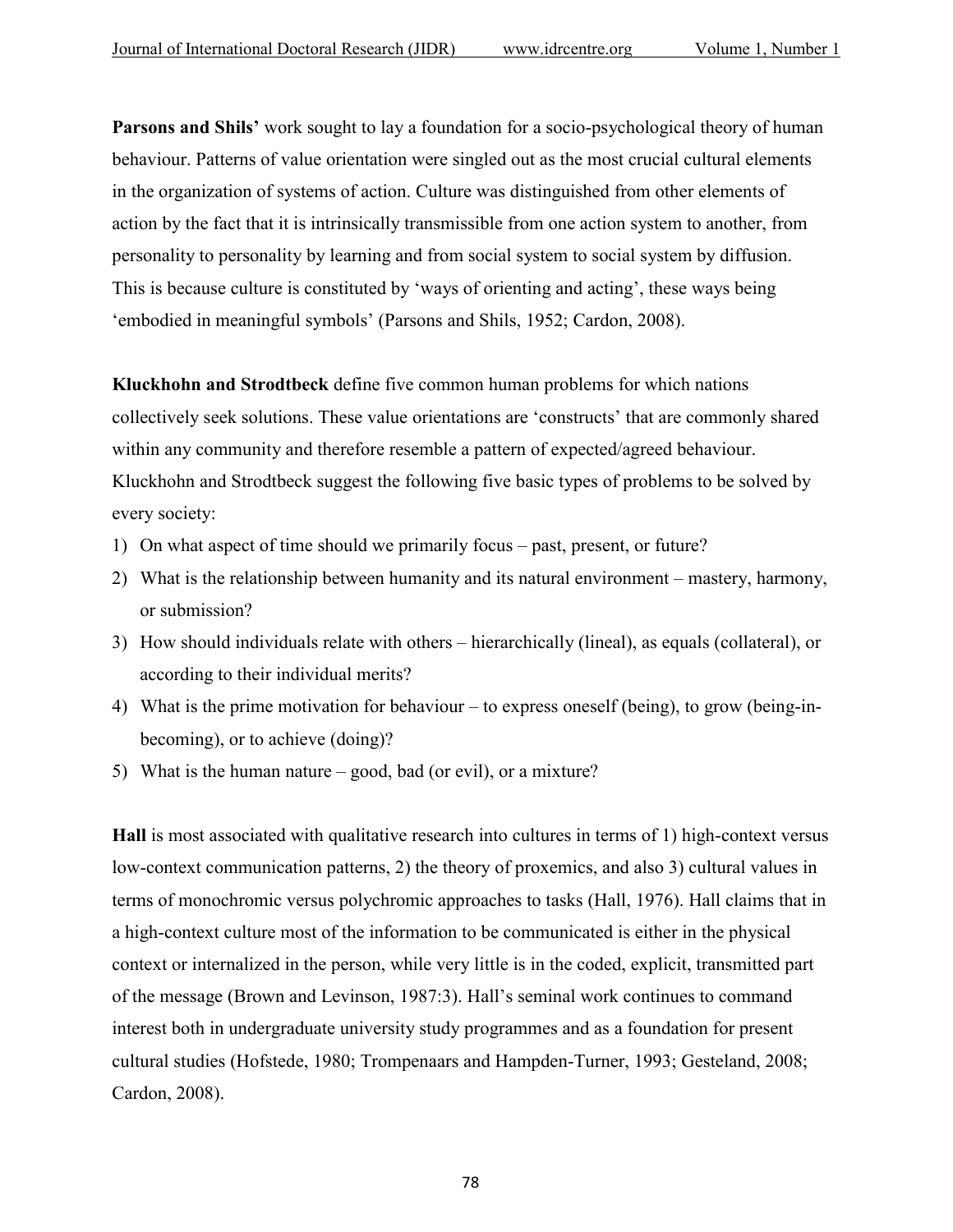**Parsons and Shils'** work sought to lay a foundation for a socio-psychological theory of human behaviour. Patterns of value orientation were singled out as the most crucial cultural elements in the organization of systems of action. Culture was distinguished from other elements of action by the fact that it is intrinsically transmissible from one action system to another, from personality to personality by learning and from social system to social system by diffusion. This is because culture is constituted by 'ways of orienting and acting', these ways being 'embodied in meaningful symbols' (Parsons and Shils, 1952; Cardon, 2008).

**Kluckhohn and Strodtbeck** define five common human problems for which nations collectively seek solutions. These value orientations are 'constructs' that are commonly shared within any community and therefore resemble a pattern of expected/agreed behaviour. Kluckhohn and Strodtbeck suggest the following five basic types of problems to be solved by every society:

1) On what aspect of time should we primarily focus – past, present, or future?
2) What is the relationship between humanity and its natural environment – mastery, harmony, or submission?
3) How should individuals relate with others – hierarchically (lineal), as equals (collateral), or according to their individual merits?
4) What is the prime motivation for behaviour – to express oneself (being), to grow (being-in-becoming), or to achieve (doing)?
5) What is the human nature – good, bad (or evil), or a mixture?

**Hall** is most associated with qualitative research into cultures in terms of 1) high-context versus low-context communication patterns, 2) the theory of proxemics, and also 3) cultural values in terms of monochromic versus polychromic approaches to tasks (Hall, 1976). Hall claims that in a high-context culture most of the information to be communicated is either in the physical context or internalized in the person, while very little is in the coded, explicit, transmitted part of the message (Brown and Levinson, 1987:3). Hall's seminal work continues to command interest both in undergraduate university study programmes and as a foundation for present cultural studies (Hofstede, 1980; Trompenaars and Hampden-Turner, 1993; Gesteland, 2008; Cardon, 2008).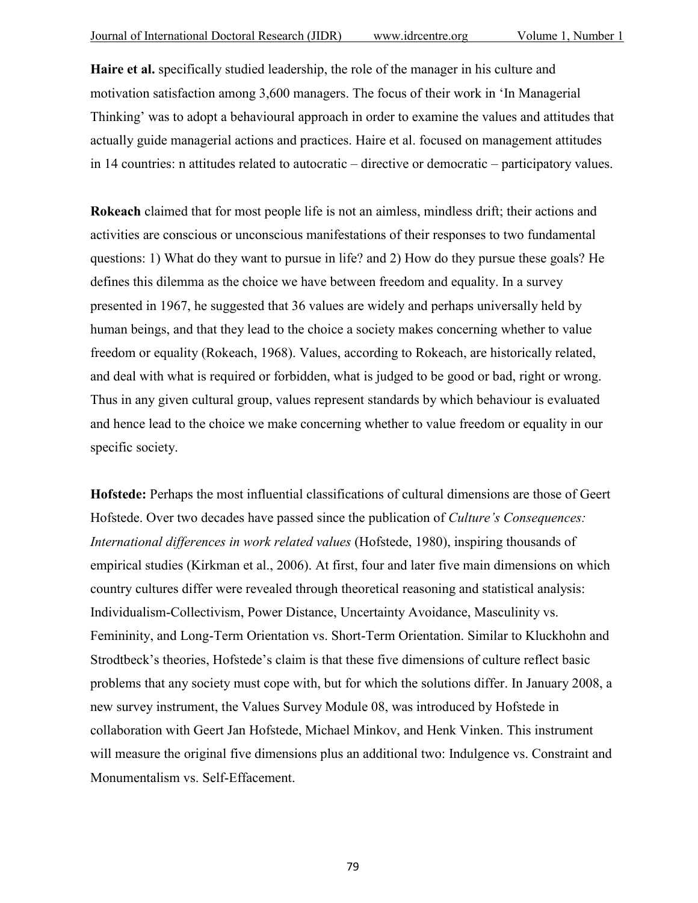**Haire et al.** specifically studied leadership, the role of the manager in his culture and motivation satisfaction among 3,600 managers. The focus of their work in 'In Managerial Thinking' was to adopt a behavioural approach in order to examine the values and attitudes that actually guide managerial actions and practices. Haire et al. focused on management attitudes in 14 countries: n attitudes related to autocratic – directive or democratic – participatory values.

**Rokeach** claimed that for most people life is not an aimless, mindless drift; their actions and activities are conscious or unconscious manifestations of their responses to two fundamental questions: 1) What do they want to pursue in life? and 2) How do they pursue these goals? He defines this dilemma as the choice we have between freedom and equality. In a survey presented in 1967, he suggested that 36 values are widely and perhaps universally held by human beings, and that they lead to the choice a society makes concerning whether to value freedom or equality (Rokeach, 1968). Values, according to Rokeach, are historically related, and deal with what is required or forbidden, what is judged to be good or bad, right or wrong. Thus in any given cultural group, values represent standards by which behaviour is evaluated and hence lead to the choice we make concerning whether to value freedom or equality in our specific society.

**Hofstede:** Perhaps the most influential classifications of cultural dimensions are those of Geert Hofstede. Over two decades have passed since the publication of *Culture's Consequences: International differences in work related values* (Hofstede, 1980), inspiring thousands of empirical studies (Kirkman et al., 2006). At first, four and later five main dimensions on which country cultures differ were revealed through theoretical reasoning and statistical analysis: Individualism-Collectivism, Power Distance, Uncertainty Avoidance, Masculinity vs. Femininity, and Long-Term Orientation vs. Short-Term Orientation. Similar to Kluckhohn and Strodtbeck's theories, Hofstede's claim is that these five dimensions of culture reflect basic problems that any society must cope with, but for which the solutions differ. In January 2008, a new survey instrument, the Values Survey Module 08, was introduced by Hofstede in collaboration with Geert Jan Hofstede, Michael Minkov, and Henk Vinken. This instrument will measure the original five dimensions plus an additional two: Indulgence vs. Constraint and Monumentalism vs. Self-Effacement.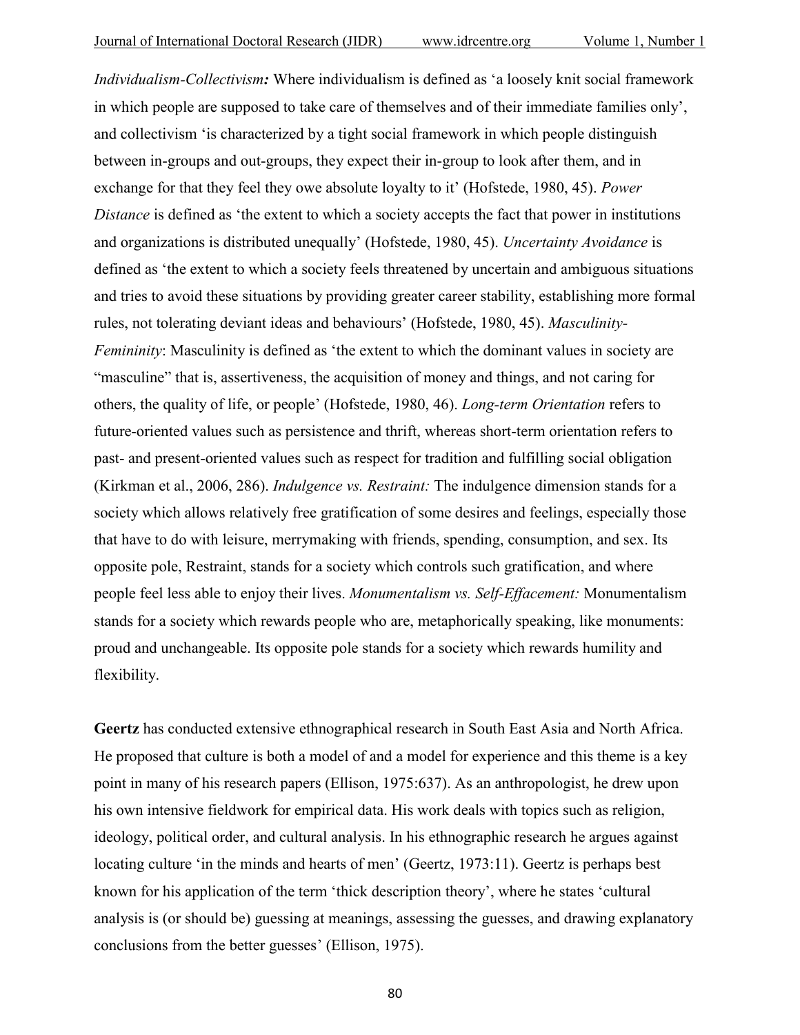*Individualism-Collectivism:* Where individualism is defined as 'a loosely knit social framework in which people are supposed to take care of themselves and of their immediate families only', and collectivism 'is characterized by a tight social framework in which people distinguish between in-groups and out-groups, they expect their in-group to look after them, and in exchange for that they feel they owe absolute loyalty to it' (Hofstede, 1980, 45). *Power Distance* is defined as 'the extent to which a society accepts the fact that power in institutions and organizations is distributed unequally' (Hofstede, 1980, 45). *Uncertainty Avoidance* is defined as 'the extent to which a society feels threatened by uncertain and ambiguous situations and tries to avoid these situations by providing greater career stability, establishing more formal rules, not tolerating deviant ideas and behaviours' (Hofstede, 1980, 45). *Masculinity-Femininity*: Masculinity is defined as 'the extent to which the dominant values in society are "masculine" that is, assertiveness, the acquisition of money and things, and not caring for others, the quality of life, or people' (Hofstede, 1980, 46). *Long-term Orientation* refers to future-oriented values such as persistence and thrift, whereas short-term orientation refers to past- and present-oriented values such as respect for tradition and fulfilling social obligation (Kirkman et al., 2006, 286). *Indulgence vs. Restraint:* The indulgence dimension stands for a society which allows relatively free gratification of some desires and feelings, especially those that have to do with leisure, merrymaking with friends, spending, consumption, and sex. Its opposite pole, Restraint, stands for a society which controls such gratification, and where people feel less able to enjoy their lives. *Monumentalism vs. Self-Effacement:* Monumentalism stands for a society which rewards people who are, metaphorically speaking, like monuments: proud and unchangeable. Its opposite pole stands for a society which rewards humility and flexibility.

**Geertz** has conducted extensive ethnographical research in South East Asia and North Africa. He proposed that culture is both a model of and a model for experience and this theme is a key point in many of his research papers (Ellison, 1975:637). As an anthropologist, he drew upon his own intensive fieldwork for empirical data. His work deals with topics such as religion, ideology, political order, and cultural analysis. In his ethnographic research he argues against locating culture 'in the minds and hearts of men' (Geertz, 1973:11). Geertz is perhaps best known for his application of the term 'thick description theory', where he states 'cultural analysis is (or should be) guessing at meanings, assessing the guesses, and drawing explanatory conclusions from the better guesses' (Ellison, 1975).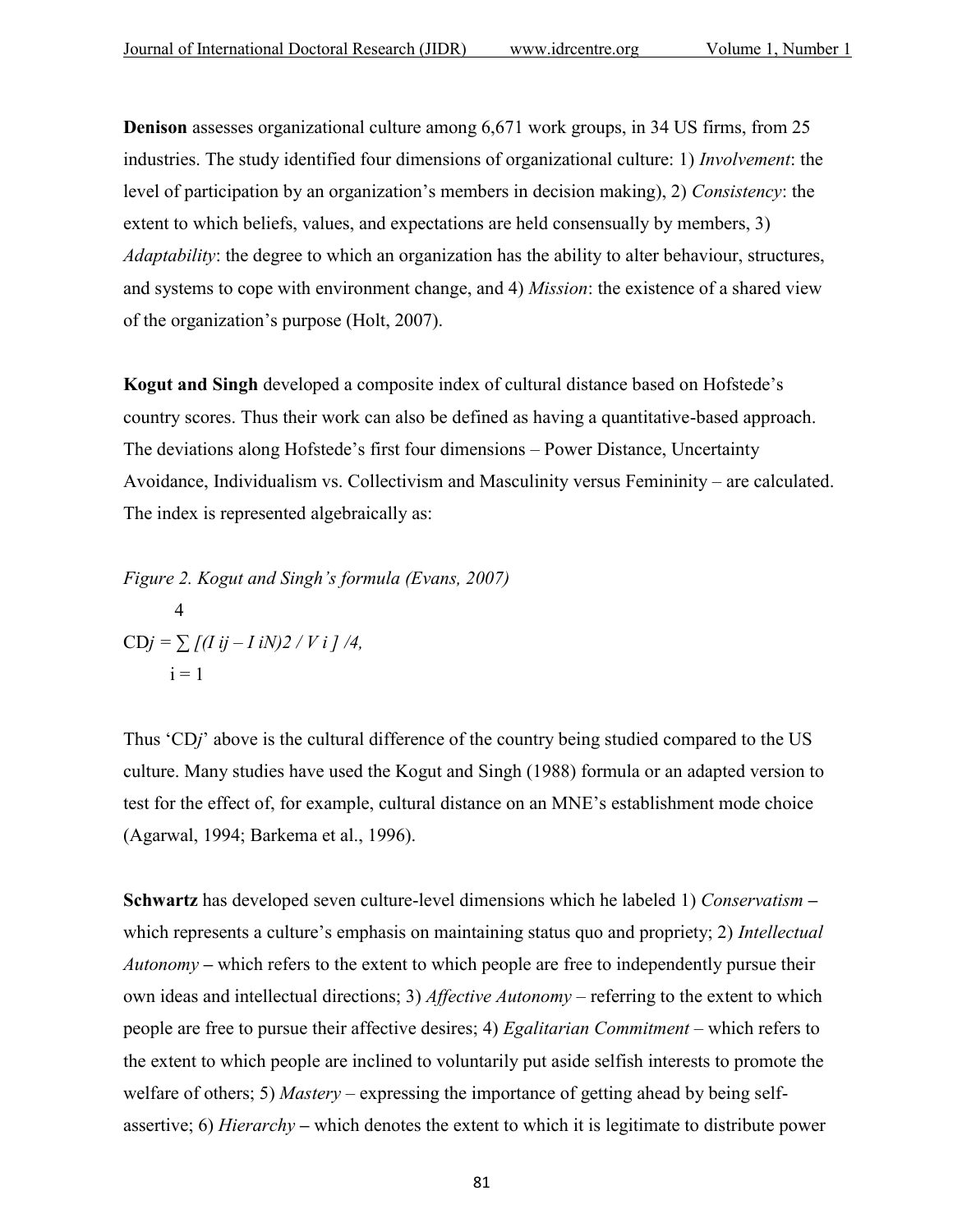**Denison** assesses organizational culture among 6,671 work groups, in 34 US firms, from 25 industries. The study identified four dimensions of organizational culture: 1) *Involvement*: the level of participation by an organization's members in decision making), 2) *Consistency*: the extent to which beliefs, values, and expectations are held consensually by members, 3) *Adaptability*: the degree to which an organization has the ability to alter behaviour, structures, and systems to cope with environment change, and 4) *Mission*: the existence of a shared view of the organization's purpose (Holt, 2007).

**Kogut and Singh** developed a composite index of cultural distance based on Hofstede's country scores. Thus their work can also be defined as having a quantitative-based approach. The deviations along Hofstede's first four dimensions – Power Distance, Uncertainty Avoidance, Individualism vs. Collectivism and Masculinity versus Femininity – are calculated. The index is represented algebraically as:

*Figure 2. Kogut and Singh's formula (Evans, 2007)*

$$CD_j = \sum_{i=1}^{4} \left[ (I_{ij} - I_{iN})^2 / V_i \right] / 4,$$

Thus '$CD_j$' above is the cultural difference of the country being studied compared to the US culture. Many studies have used the Kogut and Singh (1988) formula or an adapted version to test for the effect of, for example, cultural distance on an MNE's establishment mode choice (Agarwal, 1994; Barkema et al., 1996).

**Schwartz** has developed seven culture-level dimensions which he labeled 1) *Conservatism* – which represents a culture's emphasis on maintaining status quo and propriety; 2) *Intellectual Autonomy* – which refers to the extent to which people are free to independently pursue their own ideas and intellectual directions; 3) *Affective Autonomy* – referring to the extent to which people are free to pursue their affective desires; 4) *Egalitarian Commitment* – which refers to the extent to which people are inclined to voluntarily put aside selfish interests to promote the welfare of others; 5) *Mastery* – expressing the importance of getting ahead by being self-assertive; 6) *Hierarchy* – which denotes the extent to which it is legitimate to distribute power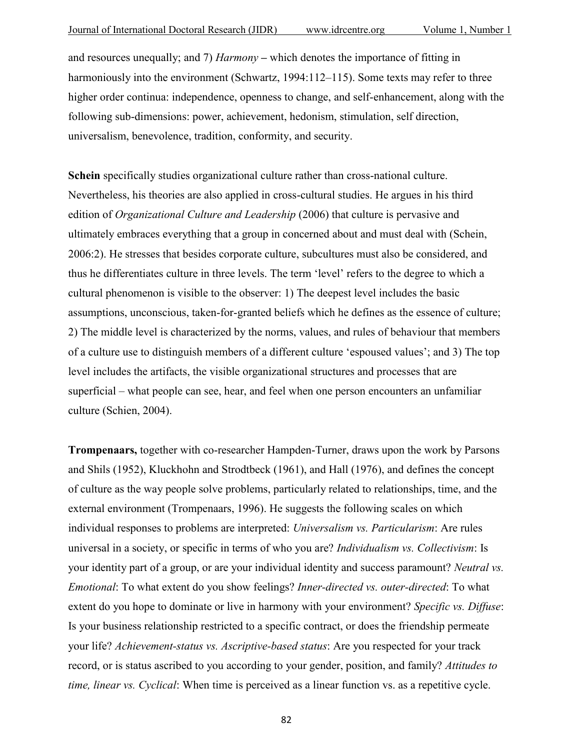and resources unequally; and 7) *Harmony* **–** which denotes the importance of fitting in harmoniously into the environment (Schwartz, 1994:112–115). Some texts may refer to three higher order continua: independence, openness to change, and self-enhancement, along with the following sub-dimensions: power, achievement, hedonism, stimulation, self direction, universalism, benevolence, tradition, conformity, and security.

**Schein** specifically studies organizational culture rather than cross-national culture. Nevertheless, his theories are also applied in cross-cultural studies. He argues in his third edition of *Organizational Culture and Leadership* (2006) that culture is pervasive and ultimately embraces everything that a group in concerned about and must deal with (Schein, 2006:2). He stresses that besides corporate culture, subcultures must also be considered, and thus he differentiates culture in three levels. The term 'level' refers to the degree to which a cultural phenomenon is visible to the observer: 1) The deepest level includes the basic assumptions, unconscious, taken-for-granted beliefs which he defines as the essence of culture; 2) The middle level is characterized by the norms, values, and rules of behaviour that members of a culture use to distinguish members of a different culture 'espoused values'; and 3) The top level includes the artifacts, the visible organizational structures and processes that are superficial – what people can see, hear, and feel when one person encounters an unfamiliar culture (Schien, 2004).

**Trompenaars,** together with co-researcher Hampden-Turner, draws upon the work by Parsons and Shils (1952), Kluckhohn and Strodtbeck (1961), and Hall (1976), and defines the concept of culture as the way people solve problems, particularly related to relationships, time, and the external environment (Trompenaars, 1996). He suggests the following scales on which individual responses to problems are interpreted: *Universalism vs. Particularism*: Are rules universal in a society, or specific in terms of who you are? *Individualism vs. Collectivism*: Is your identity part of a group, or are your individual identity and success paramount? *Neutral vs. Emotional*: To what extent do you show feelings? *Inner-directed vs. outer-directed*: To what extent do you hope to dominate or live in harmony with your environment? *Specific vs. Diffuse*: Is your business relationship restricted to a specific contract, or does the friendship permeate your life? *Achievement-status vs. Ascriptive-based status*: Are you respected for your track record, or is status ascribed to you according to your gender, position, and family? *Attitudes to time, linear vs. Cyclical*: When time is perceived as a linear function vs. as a repetitive cycle.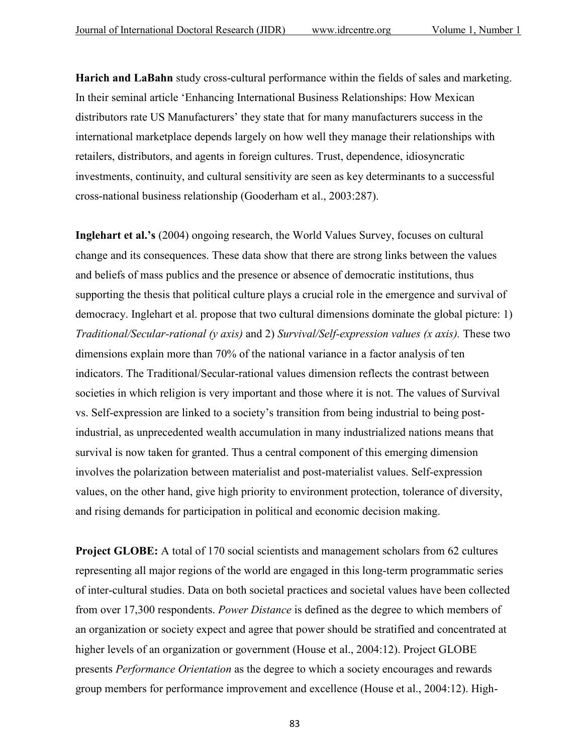**Harich and LaBahn** study cross-cultural performance within the fields of sales and marketing. In their seminal article 'Enhancing International Business Relationships: How Mexican distributors rate US Manufacturers' they state that for many manufacturers success in the international marketplace depends largely on how well they manage their relationships with retailers, distributors, and agents in foreign cultures. Trust, dependence, idiosyncratic investments, continuity, and cultural sensitivity are seen as key determinants to a successful cross-national business relationship (Gooderham et al., 2003:287).

**Inglehart et al.'s** (2004) ongoing research, the World Values Survey, focuses on cultural change and its consequences. These data show that there are strong links between the values and beliefs of mass publics and the presence or absence of democratic institutions, thus supporting the thesis that political culture plays a crucial role in the emergence and survival of democracy. Inglehart et al. propose that two cultural dimensions dominate the global picture: 1) *Traditional/Secular-rational (y axis)* and 2) *Survival/Self-expression values (x axis).* These two dimensions explain more than 70% of the national variance in a factor analysis of ten indicators. The Traditional/Secular-rational values dimension reflects the contrast between societies in which religion is very important and those where it is not. The values of Survival vs. Self-expression are linked to a society's transition from being industrial to being post-industrial, as unprecedented wealth accumulation in many industrialized nations means that survival is now taken for granted. Thus a central component of this emerging dimension involves the polarization between materialist and post-materialist values. Self-expression values, on the other hand, give high priority to environment protection, tolerance of diversity, and rising demands for participation in political and economic decision making.

**Project GLOBE:** A total of 170 social scientists and management scholars from 62 cultures representing all major regions of the world are engaged in this long-term programmatic series of inter-cultural studies. Data on both societal practices and societal values have been collected from over 17,300 respondents. *Power Distance* is defined as the degree to which members of an organization or society expect and agree that power should be stratified and concentrated at higher levels of an organization or government (House et al., 2004:12). Project GLOBE presents *Performance Orientation* as the degree to which a society encourages and rewards group members for performance improvement and excellence (House et al., 2004:12). High-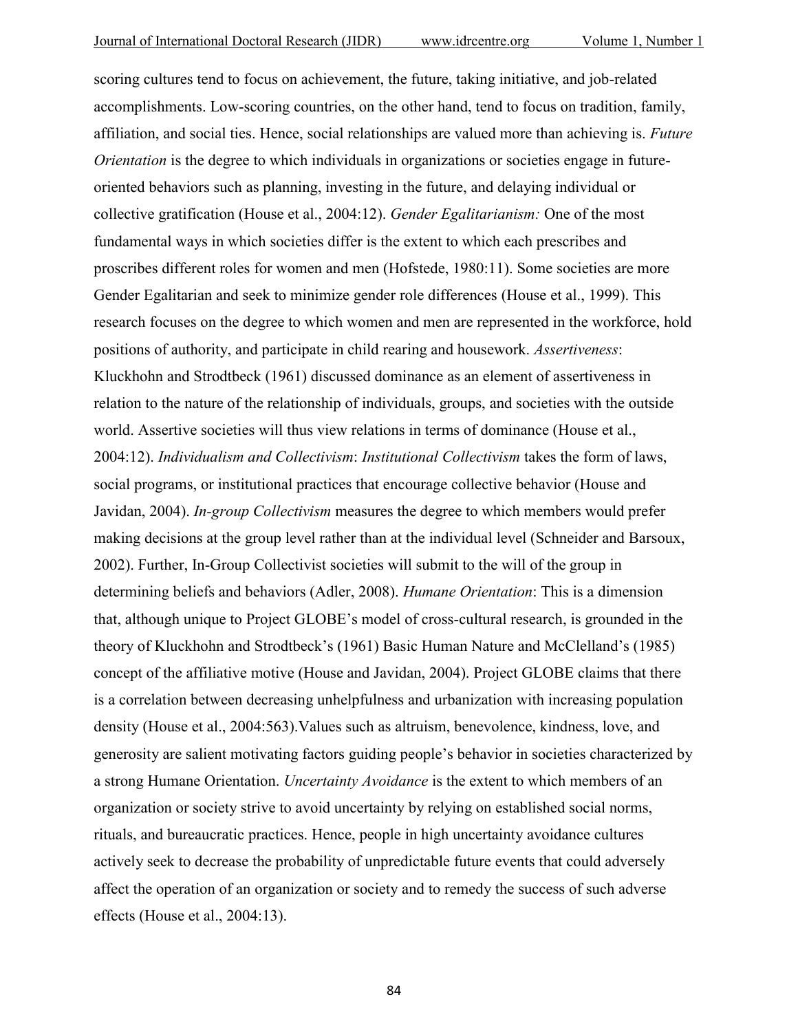scoring cultures tend to focus on achievement, the future, taking initiative, and job-related accomplishments. Low-scoring countries, on the other hand, tend to focus on tradition, family, affiliation, and social ties. Hence, social relationships are valued more than achieving is. *Future Orientation* is the degree to which individuals in organizations or societies engage in future-oriented behaviors such as planning, investing in the future, and delaying individual or collective gratification (House et al., 2004:12). *Gender Egalitarianism:* One of the most fundamental ways in which societies differ is the extent to which each prescribes and proscribes different roles for women and men (Hofstede, 1980:11). Some societies are more Gender Egalitarian and seek to minimize gender role differences (House et al., 1999). This research focuses on the degree to which women and men are represented in the workforce, hold positions of authority, and participate in child rearing and housework. *Assertiveness*: Kluckhohn and Strodtbeck (1961) discussed dominance as an element of assertiveness in relation to the nature of the relationship of individuals, groups, and societies with the outside world. Assertive societies will thus view relations in terms of dominance (House et al., 2004:12). *Individualism and Collectivism*: *Institutional Collectivism* takes the form of laws, social programs, or institutional practices that encourage collective behavior (House and Javidan, 2004). *In-group Collectivism* measures the degree to which members would prefer making decisions at the group level rather than at the individual level (Schneider and Barsoux, 2002). Further, In-Group Collectivist societies will submit to the will of the group in determining beliefs and behaviors (Adler, 2008). *Humane Orientation*: This is a dimension that, although unique to Project GLOBE's model of cross-cultural research, is grounded in the theory of Kluckhohn and Strodtbeck's (1961) Basic Human Nature and McClelland's (1985) concept of the affiliative motive (House and Javidan, 2004). Project GLOBE claims that there is a correlation between decreasing unhelpfulness and urbanization with increasing population density (House et al., 2004:563).Values such as altruism, benevolence, kindness, love, and generosity are salient motivating factors guiding people's behavior in societies characterized by a strong Humane Orientation. *Uncertainty Avoidance* is the extent to which members of an organization or society strive to avoid uncertainty by relying on established social norms, rituals, and bureaucratic practices. Hence, people in high uncertainty avoidance cultures actively seek to decrease the probability of unpredictable future events that could adversely affect the operation of an organization or society and to remedy the success of such adverse effects (House et al., 2004:13).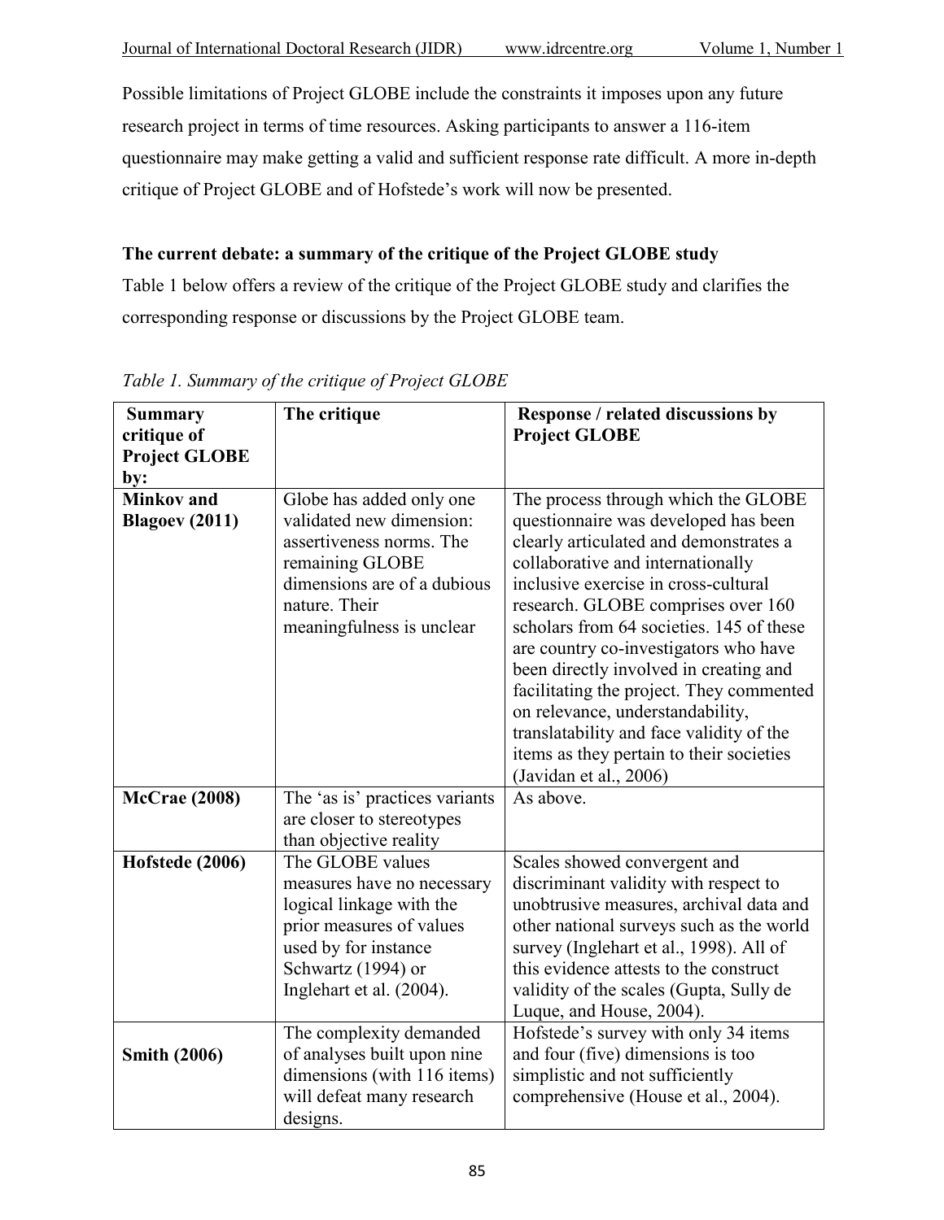Possible limitations of Project GLOBE include the constraints it imposes upon any future research project in terms of time resources. Asking participants to answer a 116-item questionnaire may make getting a valid and sufficient response rate difficult. A more in-depth critique of Project GLOBE and of Hofstede's work will now be presented.

**The current debate: a summary of the critique of the Project GLOBE study**

Table 1 below offers a review of the critique of the Project GLOBE study and clarifies the corresponding response or discussions by the Project GLOBE team.

*Table 1. Summary of the critique of Project GLOBE*

| **Summary critique of Project GLOBE by:** | **The critique** | **Response / related discussions by Project GLOBE** |
|---|---|---|
| **Minkov and Blagoev (2011)** | Globe has added only one validated new dimension: assertiveness norms. The remaining GLOBE dimensions are of a dubious nature. Their meaningfulness is unclear | The process through which the GLOBE questionnaire was developed has been clearly articulated and demonstrates a collaborative and internationally inclusive exercise in cross-cultural research. GLOBE comprises over 160 scholars from 64 societies. 145 of these are country co-investigators who have been directly involved in creating and facilitating the project. They commented on relevance, understandability, translatability and face validity of the items as they pertain to their societies (Javidan et al., 2006) |
| **McCrae (2008)** | The 'as is' practices variants are closer to stereotypes than objective reality | As above. |
| **Hofstede (2006)** | The GLOBE values measures have no necessary logical linkage with the prior measures of values used by for instance Schwartz (1994) or Inglehart et al. (2004). | Scales showed convergent and discriminant validity with respect to unobtrusive measures, archival data and other national surveys such as the world survey (Inglehart et al., 1998). All of this evidence attests to the construct validity of the scales (Gupta, Sully de Luque, and House, 2004). |
| **Smith (2006)** | The complexity demanded of analyses built upon nine dimensions (with 116 items) will defeat many research designs. | Hofstede's survey with only 34 items and four (five) dimensions is too simplistic and not sufficiently comprehensive (House et al., 2004). |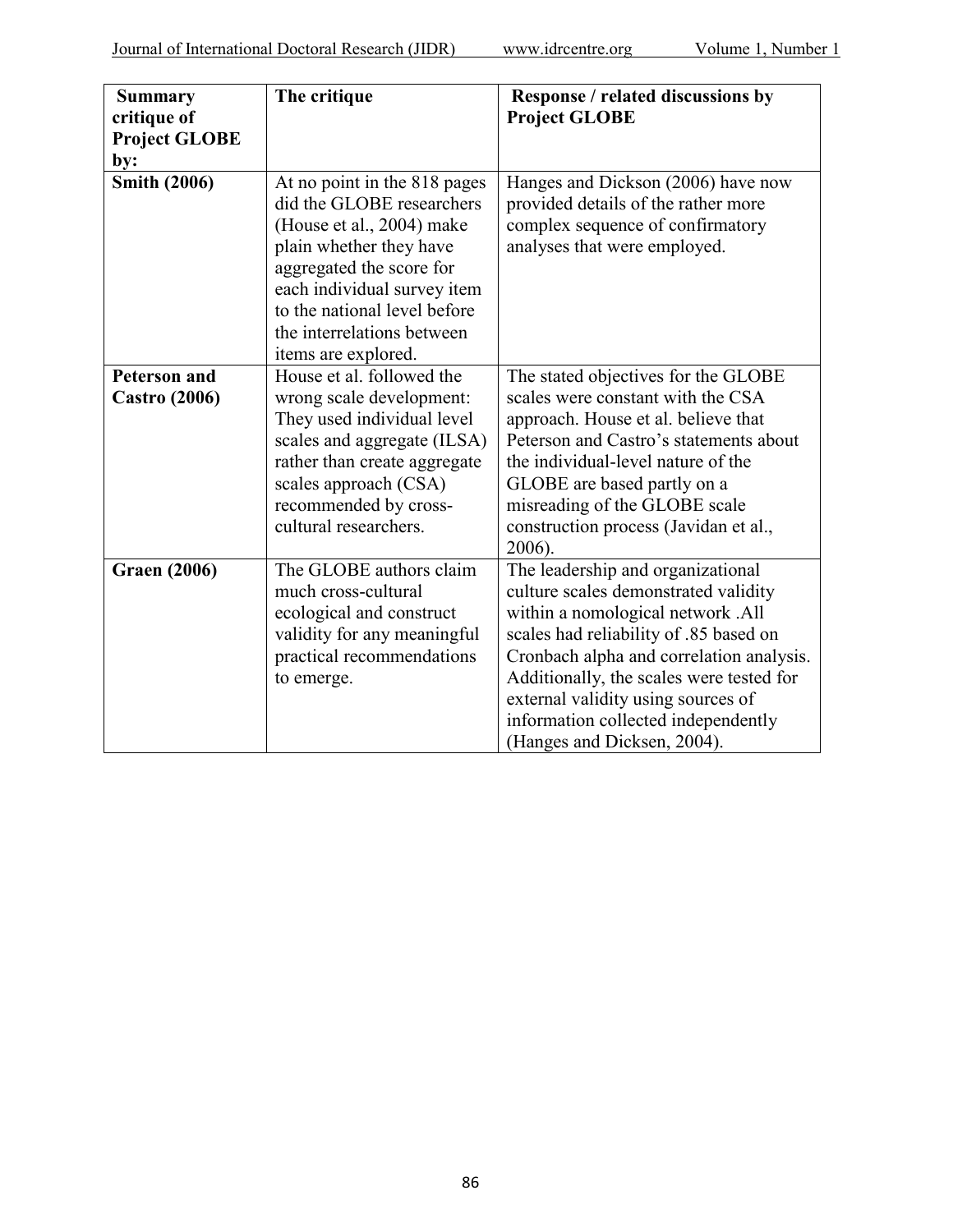| Summary critique of Project GLOBE by: | The critique | Response / related discussions by Project GLOBE |
|---|---|---|
| **Smith (2006)** | At no point in the 818 pages did the GLOBE researchers (House et al., 2004) make plain whether they have aggregated the score for each individual survey item to the national level before the interrelations between items are explored. | Hanges and Dickson (2006) have now provided details of the rather more complex sequence of confirmatory analyses that were employed. |
| **Peterson and Castro (2006)** | House et al. followed the wrong scale development: They used individual level scales and aggregate (ILSA) rather than create aggregate scales approach (CSA) recommended by cross-cultural researchers. | The stated objectives for the GLOBE scales were constant with the CSA approach. House et al. believe that Peterson and Castro's statements about the individual-level nature of the GLOBE are based partly on a misreading of the GLOBE scale construction process (Javidan et al., 2006). |
| **Graen (2006)** | The GLOBE authors claim much cross-cultural ecological and construct validity for any meaningful practical recommendations to emerge. | The leadership and organizational culture scales demonstrated validity within a nomological network .All scales had reliability of .85 based on Cronbach alpha and correlation analysis. Additionally, the scales were tested for external validity using sources of information collected independently (Hanges and Dicksen, 2004). |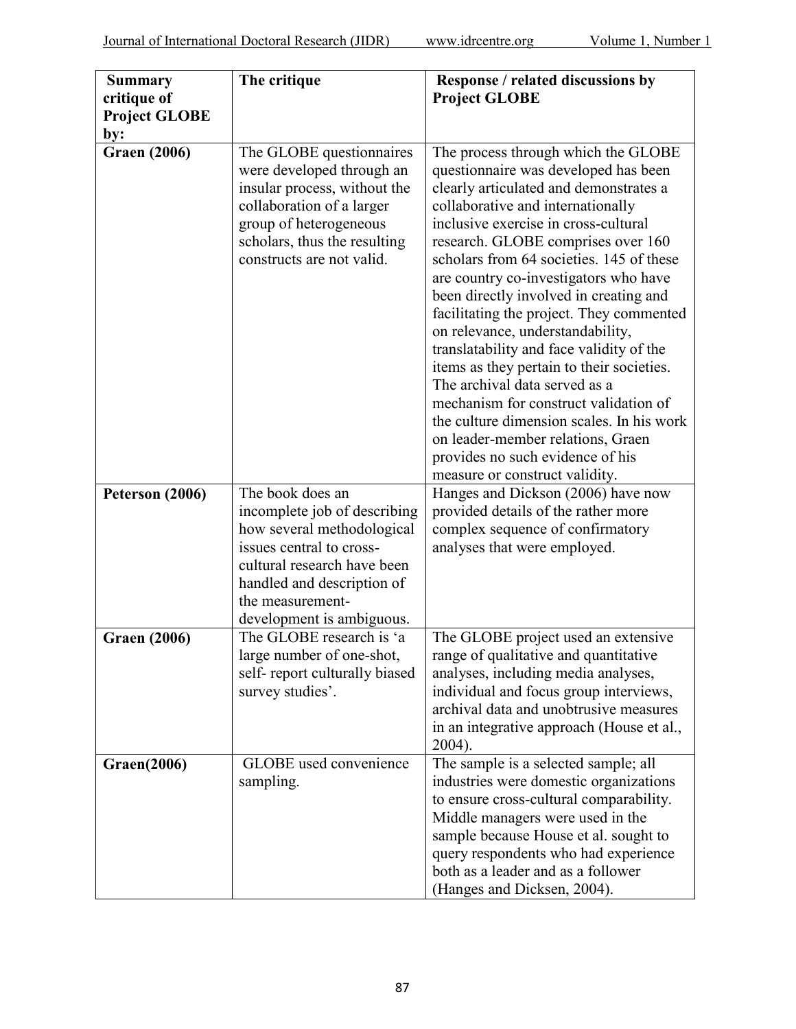| Summary critique of Project GLOBE by: | The critique | Response / related discussions by Project GLOBE |
|---|---|---|
| **Graen (2006)** | The GLOBE questionnaires were developed through an insular process, without the collaboration of a larger group of heterogeneous scholars, thus the resulting constructs are not valid. | The process through which the GLOBE questionnaire was developed has been clearly articulated and demonstrates a collaborative and internationally inclusive exercise in cross-cultural research. GLOBE comprises over 160 scholars from 64 societies. 145 of these are country co-investigators who have been directly involved in creating and facilitating the project. They commented on relevance, understandability, translatability and face validity of the items as they pertain to their societies. The archival data served as a mechanism for construct validation of the culture dimension scales. In his work on leader-member relations, Graen provides no such evidence of his measure or construct validity. |
| **Peterson (2006)** | The book does an incomplete job of describing how several methodological issues central to cross-cultural research have been handled and description of the measurement-development is ambiguous. | Hanges and Dickson (2006) have now provided details of the rather more complex sequence of confirmatory analyses that were employed. |
| **Graen (2006)** | The GLOBE research is 'a large number of one-shot, self- report culturally biased survey studies'. | The GLOBE project used an extensive range of qualitative and quantitative analyses, including media analyses, individual and focus group interviews, archival data and unobtrusive measures in an integrative approach (House et al., 2004). |
| **Graen(2006)** | GLOBE used convenience sampling. | The sample is a selected sample; all industries were domestic organizations to ensure cross-cultural comparability. Middle managers were used in the sample because House et al. sought to query respondents who had experience both as a leader and as a follower (Hanges and Dicksen, 2004). |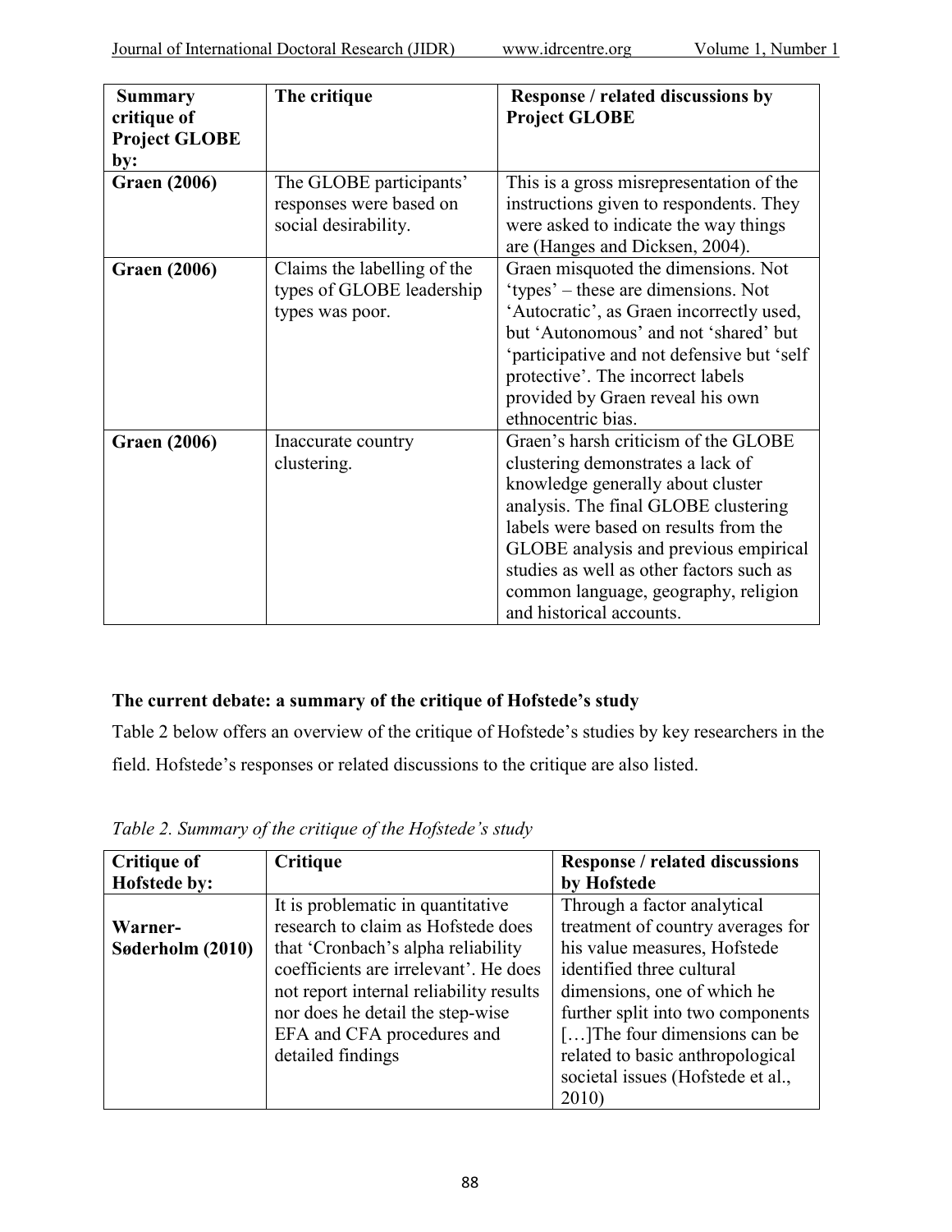| **Summary critique of Project GLOBE by:** | **The critique** | **Response / related discussions by Project GLOBE** |
| --- | --- | --- |
| **Graen (2006)** | The GLOBE participants' responses were based on social desirability. | This is a gross misrepresentation of the instructions given to respondents. They were asked to indicate the way things are (Hanges and Dicksen, 2004). |
| **Graen (2006)** | Claims the labelling of the types of GLOBE leadership types was poor. | Graen misquoted the dimensions. Not 'types' – these are dimensions. Not 'Autocratic', as Graen incorrectly used, but 'Autonomous' and not 'shared' but 'participative and not defensive but 'self protective'. The incorrect labels provided by Graen reveal his own ethnocentric bias. |
| **Graen (2006)** | Inaccurate country clustering. | Graen's harsh criticism of the GLOBE clustering demonstrates a lack of knowledge generally about cluster analysis. The final GLOBE clustering labels were based on results from the GLOBE analysis and previous empirical studies as well as other factors such as common language, geography, religion and historical accounts. |

### The current debate: a summary of the critique of Hofstede's study

Table 2 below offers an overview of the critique of Hofstede's studies by key researchers in the field. Hofstede's responses or related discussions to the critique are also listed.

*Table 2. Summary of the critique of the Hofstede's study*

| **Critique of Hofstede by:** | **Critique** | **Response / related discussions by Hofstede** |
| --- | --- | --- |
| **Warner-Søderholm (2010)** | It is problematic in quantitative research to claim as Hofstede does that 'Cronbach's alpha reliability coefficients are irrelevant'. He does not report internal reliability results nor does he detail the step-wise EFA and CFA procedures and detailed findings | Through a factor analytical treatment of country averages for his value measures, Hofstede identified three cultural dimensions, one of which he further split into two components […]The four dimensions can be related to basic anthropological societal issues (Hofstede et al., 2010) |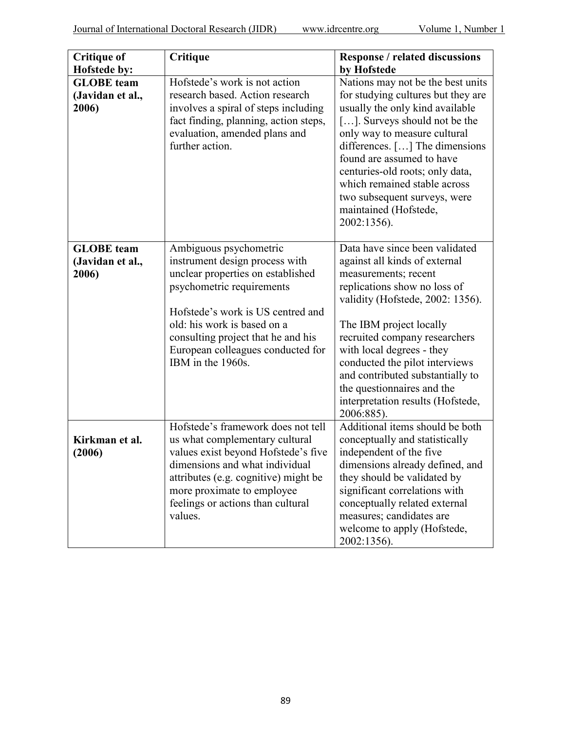| Critique of Hofstede by: | Critique | Response / related discussions by Hofstede |
|---|---|---|
| **GLOBE team (Javidan et al., 2006)** | Hofstede's work is not action research based. Action research involves a spiral of steps including fact finding, planning, action steps, evaluation, amended plans and further action. | Nations may not be the best units for studying cultures but they are usually the only kind available […]. Surveys should not be the only way to measure cultural differences. […] The dimensions found are assumed to have centuries-old roots; only data, which remained stable across two subsequent surveys, were maintained (Hofstede, 2002:1356). |
| **GLOBE team (Javidan et al., 2006)** | Ambiguous psychometric instrument design process with unclear properties on established psychometric requirements<br><br>Hofstede's work is US centred and old: his work is based on a consulting project that he and his European colleagues conducted for IBM in the 1960s. | Data have since been validated against all kinds of external measurements; recent replications show no loss of validity (Hofstede, 2002: 1356).<br><br>The IBM project locally recruited company researchers with local degrees - they conducted the pilot interviews and contributed substantially to the questionnaires and the interpretation results (Hofstede, 2006:885). |
| **Kirkman et al. (2006)** | Hofstede's framework does not tell us what complementary cultural values exist beyond Hofstede's five dimensions and what individual attributes (e.g. cognitive) might be more proximate to employee feelings or actions than cultural values. | Additional items should be both conceptually and statistically independent of the five dimensions already defined, and they should be validated by significant correlations with conceptually related external measures; candidates are welcome to apply (Hofstede, 2002:1356). |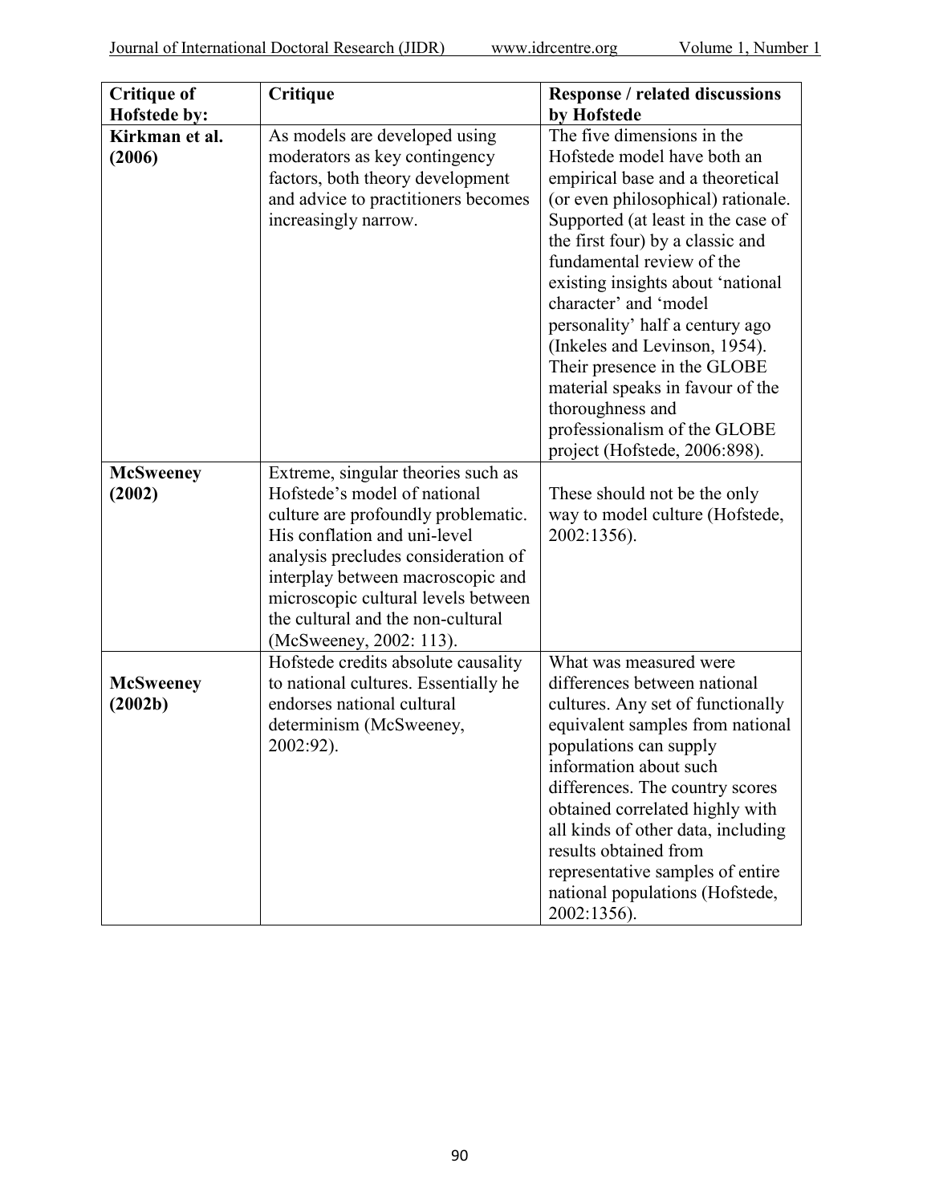| Critique of Hofstede by: | Critique | Response / related discussions by Hofstede |
|---|---|---|
| **Kirkman et al. (2006)** | As models are developed using moderators as key contingency factors, both theory development and advice to practitioners becomes increasingly narrow. | The five dimensions in the Hofstede model have both an empirical base and a theoretical (or even philosophical) rationale. Supported (at least in the case of the first four) by a classic and fundamental review of the existing insights about 'national character' and 'model personality' half a century ago (Inkeles and Levinson, 1954). Their presence in the GLOBE material speaks in favour of the thoroughness and professionalism of the GLOBE project (Hofstede, 2006:898). |
| **McSweeney (2002)** | Extreme, singular theories such as Hofstede's model of national culture are profoundly problematic. His conflation and uni-level analysis precludes consideration of interplay between macroscopic and microscopic cultural levels between the cultural and the non-cultural (McSweeney, 2002: 113). | These should not be the only way to model culture (Hofstede, 2002:1356). |
| **McSweeney (2002b)** | Hofstede credits absolute causality to national cultures. Essentially he endorses national cultural determinism (McSweeney, 2002:92). | What was measured were differences between national cultures. Any set of functionally equivalent samples from national populations can supply information about such differences. The country scores obtained correlated highly with all kinds of other data, including results obtained from representative samples of entire national populations (Hofstede, 2002:1356). |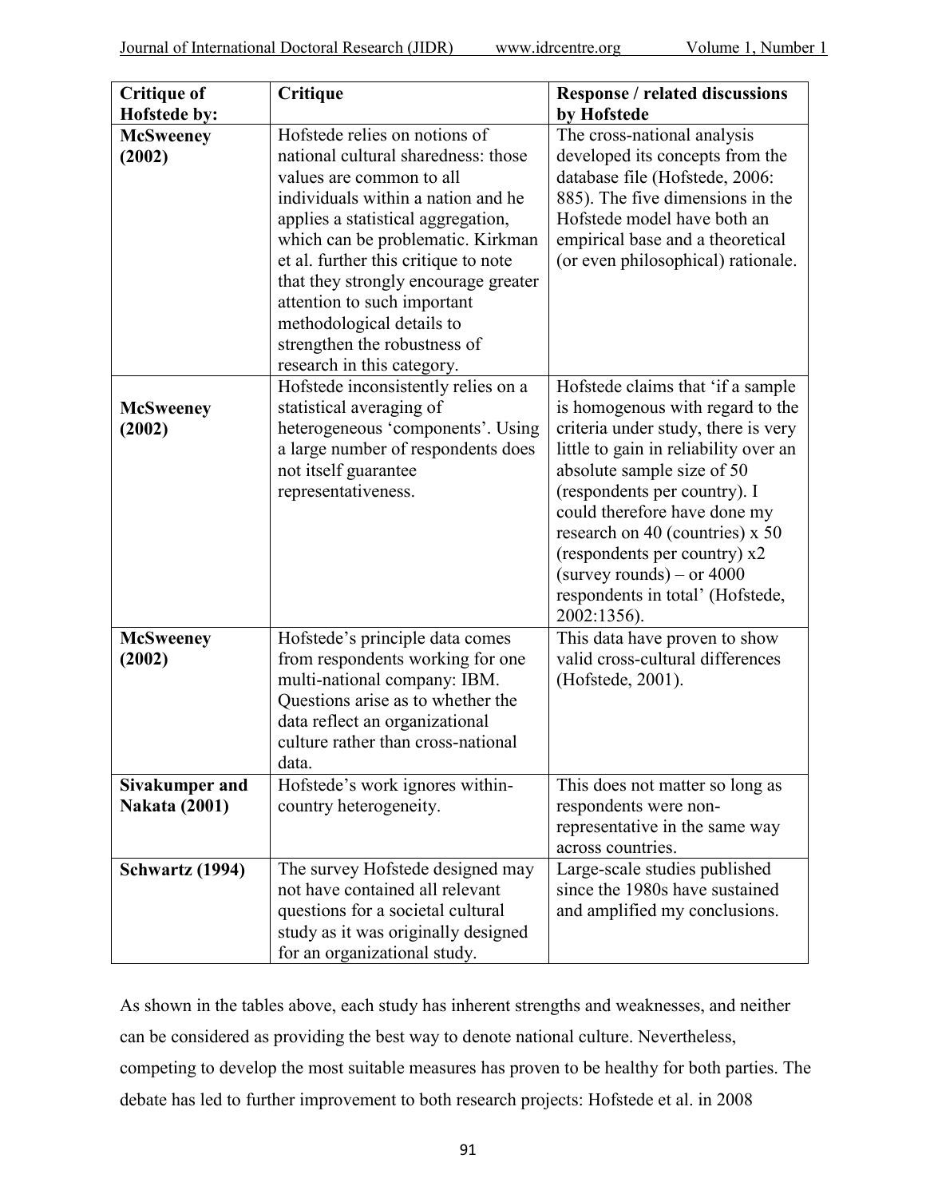| Critique of Hofstede by: | Critique | Response / related discussions by Hofstede |
|---|---|---|
| **McSweeney (2002)** | Hofstede relies on notions of national cultural sharedness: those values are common to all individuals within a nation and he applies a statistical aggregation, which can be problematic. Kirkman et al. further this critique to note that they strongly encourage greater attention to such important methodological details to strengthen the robustness of research in this category. | The cross-national analysis developed its concepts from the database file (Hofstede, 2006: 885). The five dimensions in the Hofstede model have both an empirical base and a theoretical (or even philosophical) rationale. |
| **McSweeney (2002)** | Hofstede inconsistently relies on a statistical averaging of heterogeneous 'components'. Using a large number of respondents does not itself guarantee representativeness. | Hofstede claims that 'if a sample is homogenous with regard to the criteria under study, there is very little to gain in reliability over an absolute sample size of 50 (respondents per country). I could therefore have done my research on 40 (countries) x 50 (respondents per country) x2 (survey rounds) – or 4000 respondents in total' (Hofstede, 2002:1356). |
| **McSweeney (2002)** | Hofstede's principle data comes from respondents working for one multi-national company: IBM. Questions arise as to whether the data reflect an organizational culture rather than cross-national data. | This data have proven to show valid cross-cultural differences (Hofstede, 2001). |
| **Sivakumper and Nakata (2001)** | Hofstede's work ignores within-country heterogeneity. | This does not matter so long as respondents were non-representative in the same way across countries. |
| **Schwartz (1994)** | The survey Hofstede designed may not have contained all relevant questions for a societal cultural study as it was originally designed for an organizational study. | Large-scale studies published since the 1980s have sustained and amplified my conclusions. |

As shown in the tables above, each study has inherent strengths and weaknesses, and neither can be considered as providing the best way to denote national culture. Nevertheless, competing to develop the most suitable measures has proven to be healthy for both parties. The debate has led to further improvement to both research projects: Hofstede et al. in 2008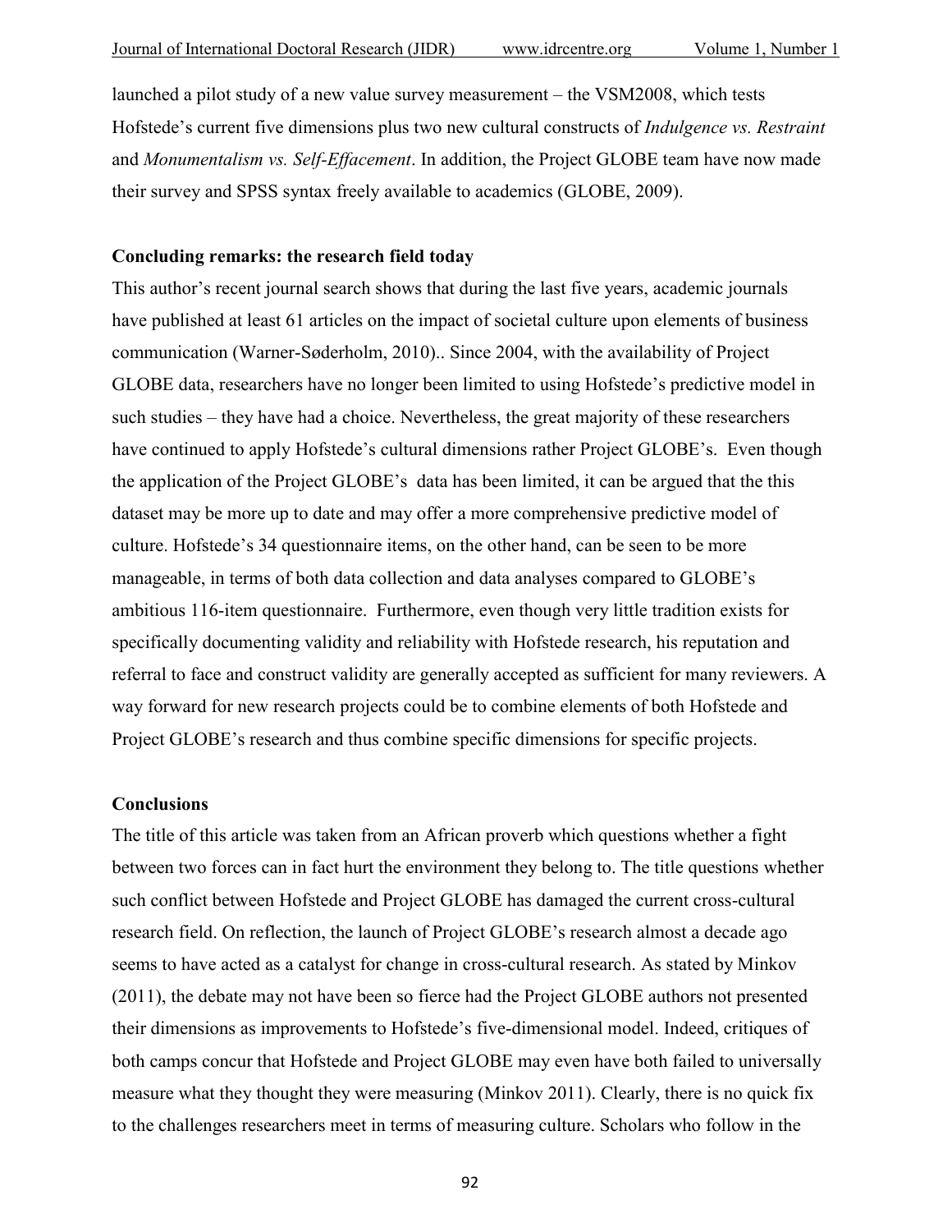launched a pilot study of a new value survey measurement – the VSM2008, which tests Hofstede's current five dimensions plus two new cultural constructs of *Indulgence vs. Restraint* and *Monumentalism vs. Self-Effacement*. In addition, the Project GLOBE team have now made their survey and SPSS syntax freely available to academics (GLOBE, 2009).

**Concluding remarks: the research field today**

This author's recent journal search shows that during the last five years, academic journals have published at least 61 articles on the impact of societal culture upon elements of business communication (Warner-Søderholm, 2010).. Since 2004, with the availability of Project GLOBE data, researchers have no longer been limited to using Hofstede's predictive model in such studies – they have had a choice. Nevertheless, the great majority of these researchers have continued to apply Hofstede's cultural dimensions rather Project GLOBE's. Even though the application of the Project GLOBE's data has been limited, it can be argued that the this dataset may be more up to date and may offer a more comprehensive predictive model of culture. Hofstede's 34 questionnaire items, on the other hand, can be seen to be more manageable, in terms of both data collection and data analyses compared to GLOBE's ambitious 116-item questionnaire. Furthermore, even though very little tradition exists for specifically documenting validity and reliability with Hofstede research, his reputation and referral to face and construct validity are generally accepted as sufficient for many reviewers. A way forward for new research projects could be to combine elements of both Hofstede and Project GLOBE's research and thus combine specific dimensions for specific projects.

**Conclusions**

The title of this article was taken from an African proverb which questions whether a fight between two forces can in fact hurt the environment they belong to. The title questions whether such conflict between Hofstede and Project GLOBE has damaged the current cross-cultural research field. On reflection, the launch of Project GLOBE's research almost a decade ago seems to have acted as a catalyst for change in cross-cultural research. As stated by Minkov (2011), the debate may not have been so fierce had the Project GLOBE authors not presented their dimensions as improvements to Hofstede's five-dimensional model. Indeed, critiques of both camps concur that Hofstede and Project GLOBE may even have both failed to universally measure what they thought they were measuring (Minkov 2011). Clearly, there is no quick fix to the challenges researchers meet in terms of measuring culture. Scholars who follow in the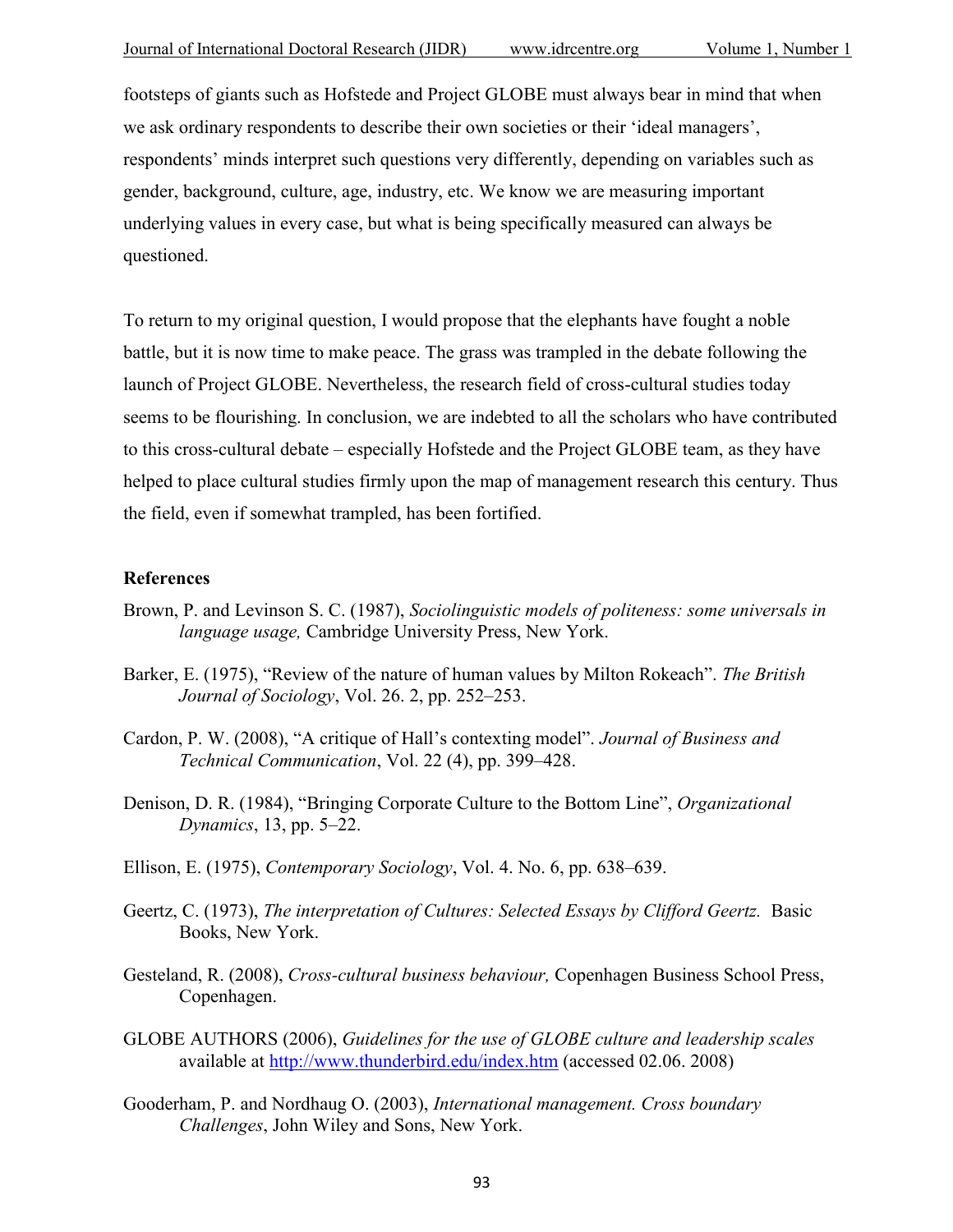footsteps of giants such as Hofstede and Project GLOBE must always bear in mind that when we ask ordinary respondents to describe their own societies or their 'ideal managers', respondents' minds interpret such questions very differently, depending on variables such as gender, background, culture, age, industry, etc. We know we are measuring important underlying values in every case, but what is being specifically measured can always be questioned.

To return to my original question, I would propose that the elephants have fought a noble battle, but it is now time to make peace. The grass was trampled in the debate following the launch of Project GLOBE. Nevertheless, the research field of cross-cultural studies today seems to be flourishing. In conclusion, we are indebted to all the scholars who have contributed to this cross-cultural debate – especially Hofstede and the Project GLOBE team, as they have helped to place cultural studies firmly upon the map of management research this century. Thus the field, even if somewhat trampled, has been fortified.

**References**

Brown, P. and Levinson S. C. (1987), *Sociolinguistic models of politeness: some universals in language usage,* Cambridge University Press, New York.

Barker, E. (1975), "Review of the nature of human values by Milton Rokeach". *The British Journal of Sociology*, Vol. 26. 2, pp. 252–253.

Cardon, P. W. (2008), "A critique of Hall's contexting model". *Journal of Business and Technical Communication*, Vol. 22 (4), pp. 399–428.

Denison, D. R. (1984), "Bringing Corporate Culture to the Bottom Line", *Organizational Dynamics*, 13, pp. 5–22.

Ellison, E. (1975), *Contemporary Sociology*, Vol. 4. No. 6, pp. 638–639.

Geertz, C. (1973), *The interpretation of Cultures: Selected Essays by Clifford Geertz.* Basic Books, New York.

Gesteland, R. (2008), *Cross-cultural business behaviour,* Copenhagen Business School Press, Copenhagen.

GLOBE AUTHORS (2006), *Guidelines for the use of GLOBE culture and leadership scales* available at http://www.thunderbird.edu/index.htm (accessed 02.06. 2008)

Gooderham, P. and Nordhaug O. (2003), *International management. Cross boundary Challenges*, John Wiley and Sons, New York.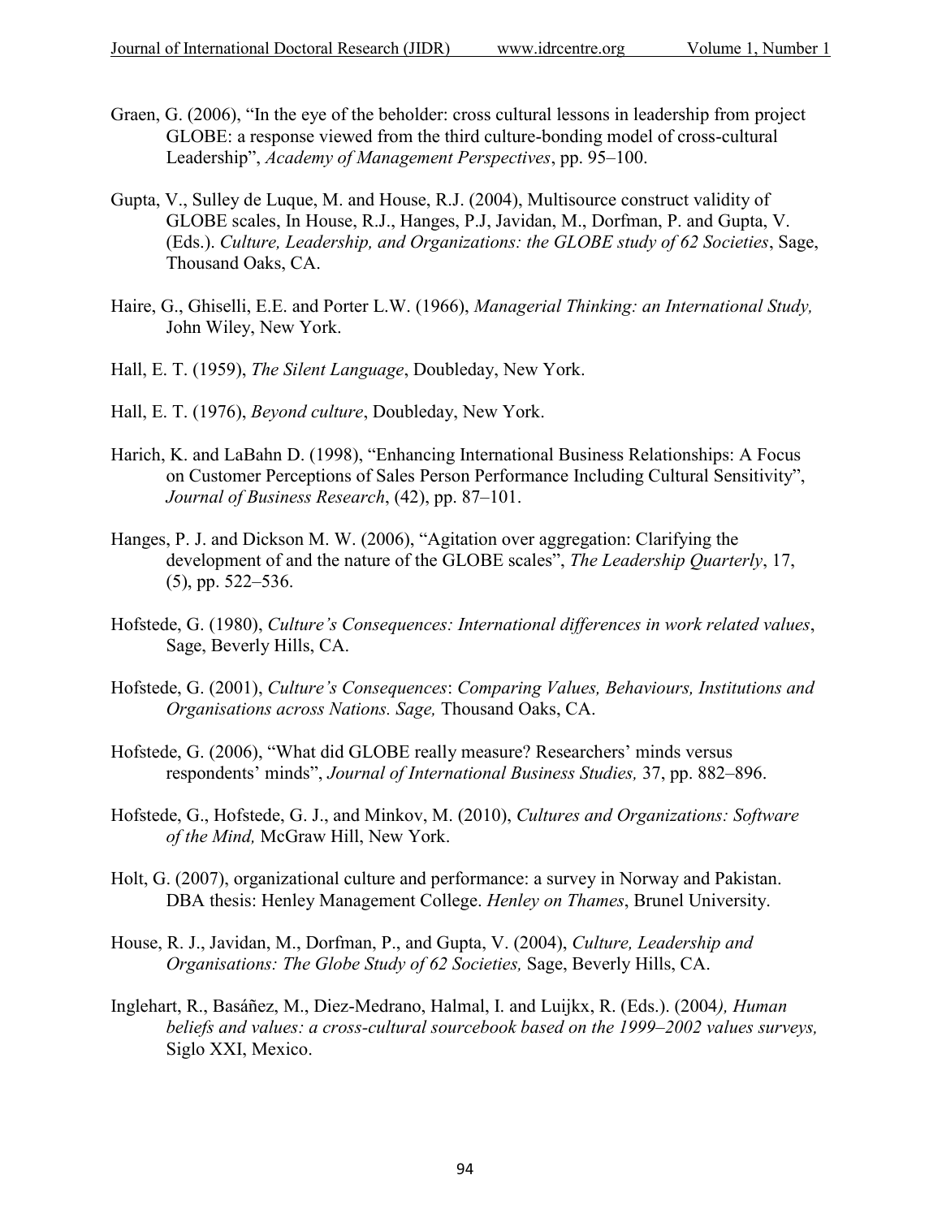Graen, G. (2006), "In the eye of the beholder: cross cultural lessons in leadership from project GLOBE: a response viewed from the third culture-bonding model of cross-cultural Leadership", *Academy of Management Perspectives*, pp. 95–100.

Gupta, V., Sulley de Luque, M. and House, R.J. (2004), Multisource construct validity of GLOBE scales, In House, R.J., Hanges, P.J, Javidan, M., Dorfman, P. and Gupta, V. (Eds.). *Culture, Leadership, and Organizations: the GLOBE study of 62 Societies*, Sage, Thousand Oaks, CA.

Haire, G., Ghiselli, E.E. and Porter L.W. (1966), *Managerial Thinking: an International Study,* John Wiley, New York.

Hall, E. T. (1959), *The Silent Language*, Doubleday, New York.

Hall, E. T. (1976), *Beyond culture*, Doubleday, New York.

Harich, K. and LaBahn D. (1998), "Enhancing International Business Relationships: A Focus on Customer Perceptions of Sales Person Performance Including Cultural Sensitivity", *Journal of Business Research*, (42), pp. 87–101.

Hanges, P. J. and Dickson M. W. (2006), "Agitation over aggregation: Clarifying the development of and the nature of the GLOBE scales", *The Leadership Quarterly*, 17, (5), pp. 522–536.

Hofstede, G. (1980), *Culture's Consequences: International differences in work related values*, Sage, Beverly Hills, CA.

Hofstede, G. (2001), *Culture's Consequences*: *Comparing Values, Behaviours, Institutions and Organisations across Nations. Sage,* Thousand Oaks, CA.

Hofstede, G. (2006), "What did GLOBE really measure? Researchers' minds versus respondents' minds", *Journal of International Business Studies,* 37, pp. 882–896.

Hofstede, G., Hofstede, G. J., and Minkov, M. (2010), *Cultures and Organizations: Software of the Mind,* McGraw Hill, New York.

Holt, G. (2007), organizational culture and performance: a survey in Norway and Pakistan. DBA thesis: Henley Management College. *Henley on Thames*, Brunel University.

House, R. J., Javidan, M., Dorfman, P., and Gupta, V. (2004), *Culture, Leadership and Organisations: The Globe Study of 62 Societies,* Sage, Beverly Hills, CA.

Inglehart, R., Basáñez, M., Diez-Medrano, Halmal, I. and Luijkx, R. (Eds.). (2004*), Human beliefs and values: a cross-cultural sourcebook based on the 1999–2002 values surveys,* Siglo XXI, Mexico.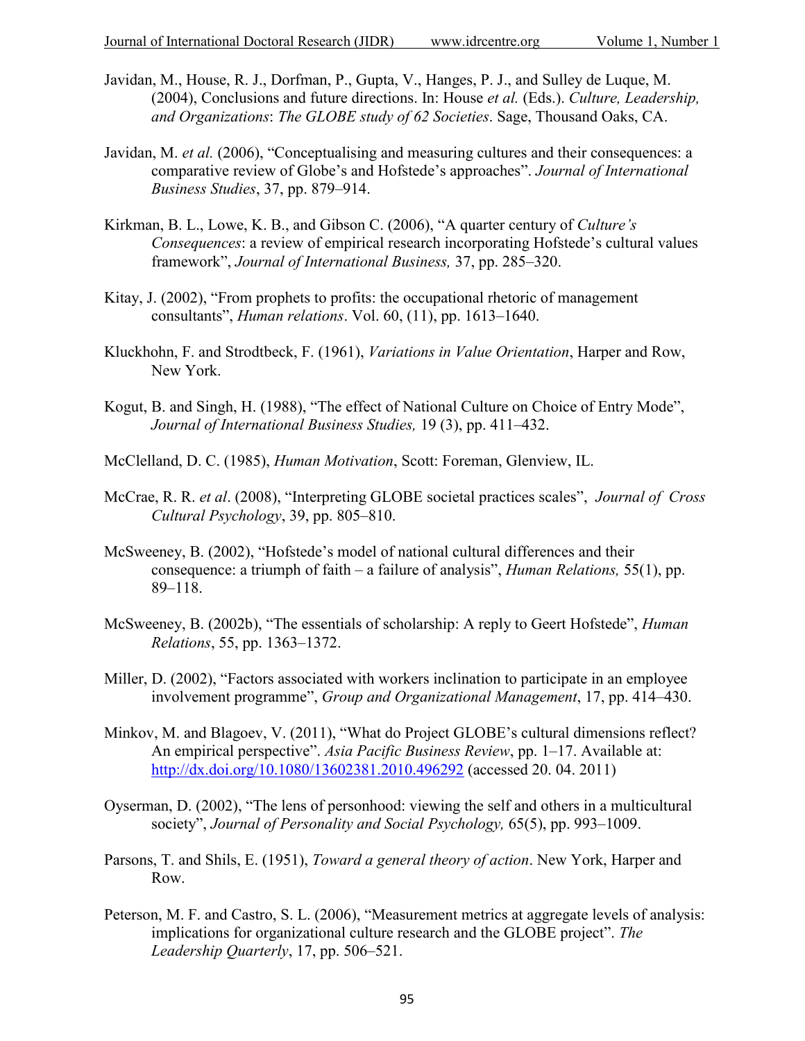Javidan, M., House, R. J., Dorfman, P., Gupta, V., Hanges, P. J., and Sulley de Luque, M. (2004), Conclusions and future directions. In: House *et al.* (Eds.). *Culture, Leadership, and Organizations*: *The GLOBE study of 62 Societies*. Sage, Thousand Oaks, CA.

Javidan, M. *et al.* (2006), "Conceptualising and measuring cultures and their consequences: a comparative review of Globe's and Hofstede's approaches". *Journal of International Business Studies*, 37, pp. 879–914.

Kirkman, B. L., Lowe, K. B., and Gibson C. (2006), "A quarter century of *Culture's Consequences*: a review of empirical research incorporating Hofstede's cultural values framework", *Journal of International Business,* 37, pp. 285–320.

Kitay, J. (2002), "From prophets to profits: the occupational rhetoric of management consultants", *Human relations*. Vol. 60, (11), pp. 1613–1640.

Kluckhohn, F. and Strodtbeck, F. (1961), *Variations in Value Orientation*, Harper and Row, New York.

Kogut, B. and Singh, H. (1988), "The effect of National Culture on Choice of Entry Mode", *Journal of International Business Studies,* 19 (3), pp. 411–432.

McClelland, D. C. (1985), *Human Motivation*, Scott: Foreman, Glenview, IL.

McCrae, R. R. *et al*. (2008), "Interpreting GLOBE societal practices scales", *Journal of Cross Cultural Psychology*, 39, pp. 805–810.

McSweeney, B. (2002), "Hofstede's model of national cultural differences and their consequence: a triumph of faith – a failure of analysis", *Human Relations,* 55(1), pp. 89–118.

McSweeney, B. (2002b), "The essentials of scholarship: A reply to Geert Hofstede", *Human Relations*, 55, pp. 1363–1372.

Miller, D. (2002), "Factors associated with workers inclination to participate in an employee involvement programme", *Group and Organizational Management*, 17, pp. 414–430.

Minkov, M. and Blagoev, V. (2011), "What do Project GLOBE's cultural dimensions reflect? An empirical perspective". *Asia Pacific Business Review*, pp. 1–17. Available at: http://dx.doi.org/10.1080/13602381.2010.496292 (accessed 20. 04. 2011)

Oyserman, D. (2002), "The lens of personhood: viewing the self and others in a multicultural society", *Journal of Personality and Social Psychology,* 65(5), pp. 993–1009.

Parsons, T. and Shils, E. (1951), *Toward a general theory of action*. New York, Harper and Row.

Peterson, M. F. and Castro, S. L. (2006), "Measurement metrics at aggregate levels of analysis: implications for organizational culture research and the GLOBE project". *The Leadership Quarterly*, 17, pp. 506–521.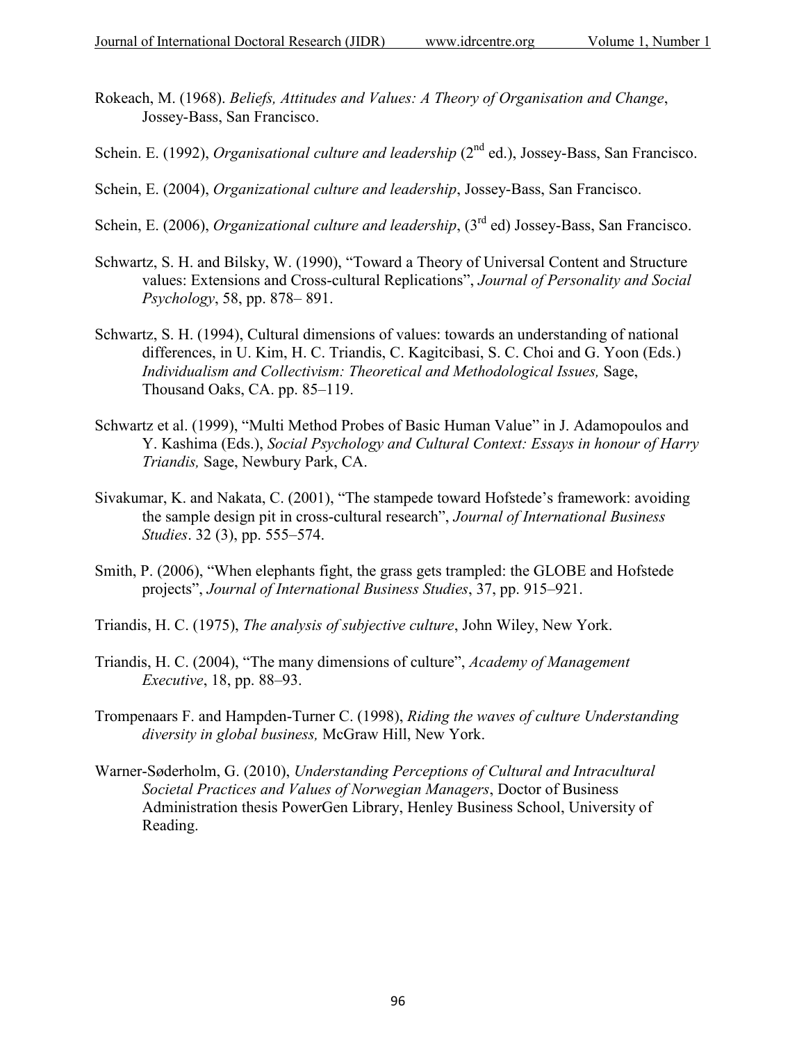Rokeach, M. (1968). *Beliefs, Attitudes and Values: A Theory of Organisation and Change*, Jossey-Bass, San Francisco.

Schein. E. (1992), *Organisational culture and leadership* (2nd ed.), Jossey-Bass, San Francisco.

Schein, E. (2004), *Organizational culture and leadership*, Jossey-Bass, San Francisco.

Schein, E. (2006), *Organizational culture and leadership*, (3rd ed) Jossey-Bass, San Francisco.

Schwartz, S. H. and Bilsky, W. (1990), "Toward a Theory of Universal Content and Structure values: Extensions and Cross-cultural Replications", *Journal of Personality and Social Psychology*, 58, pp. 878– 891.

Schwartz, S. H. (1994), Cultural dimensions of values: towards an understanding of national differences, in U. Kim, H. C. Triandis, C. Kagitcibasi, S. C. Choi and G. Yoon (Eds.) *Individualism and Collectivism: Theoretical and Methodological Issues,* Sage, Thousand Oaks, CA. pp. 85–119.

Schwartz et al. (1999), "Multi Method Probes of Basic Human Value" in J. Adamopoulos and Y. Kashima (Eds.), *Social Psychology and Cultural Context: Essays in honour of Harry Triandis,* Sage, Newbury Park, CA.

Sivakumar, K. and Nakata, C. (2001), "The stampede toward Hofstede's framework: avoiding the sample design pit in cross-cultural research", *Journal of International Business Studies*. 32 (3), pp. 555–574.

Smith, P. (2006), "When elephants fight, the grass gets trampled: the GLOBE and Hofstede projects", *Journal of International Business Studies*, 37, pp. 915–921.

Triandis, H. C. (1975), *The analysis of subjective culture*, John Wiley, New York.

Triandis, H. C. (2004), "The many dimensions of culture", *Academy of Management Executive*, 18, pp. 88–93.

Trompenaars F. and Hampden-Turner C. (1998), *Riding the waves of culture Understanding diversity in global business,* McGraw Hill, New York.

Warner-Søderholm, G. (2010), *Understanding Perceptions of Cultural and Intracultural Societal Practices and Values of Norwegian Managers*, Doctor of Business Administration thesis PowerGen Library, Henley Business School, University of Reading.